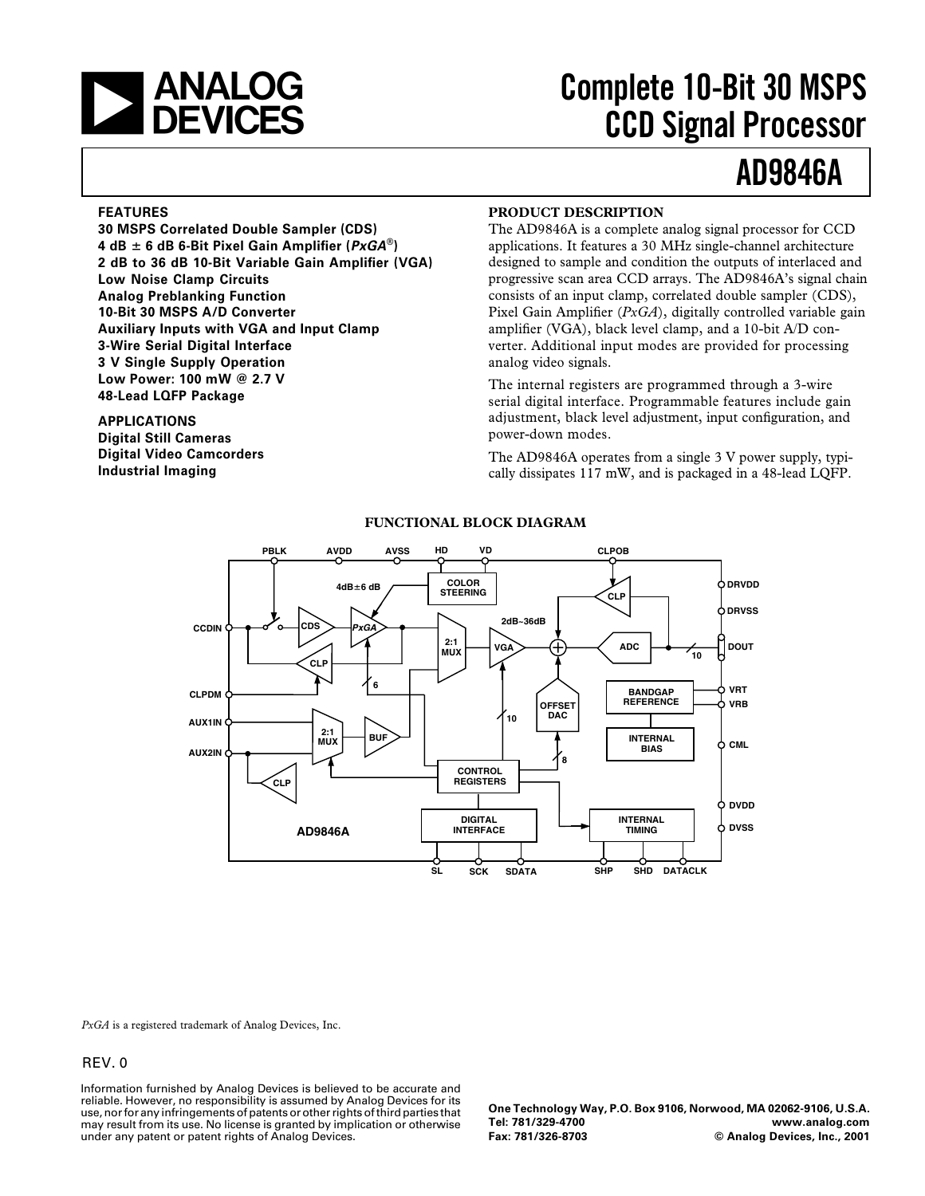# ANALOG DEVICES

# Complete 10-Bit 30 MSPS CCD Signal Processor

# AD9846A

## FEATURES

**30 MSPS Correlated Double Sampler (CDS)**
**4 dB ± 6 dB 6-Bit Pixel Gain Amplifier (*PxGA*®)**
**2 dB to 36 dB 10-Bit Variable Gain Amplifier (VGA)**
**Low Noise Clamp Circuits**
**Analog Preblanking Function**
**10-Bit 30 MSPS A/D Converter**
**Auxiliary Inputs with VGA and Input Clamp**
**3-Wire Serial Digital Interface**
**3 V Single Supply Operation**
**Low Power: 100 mW @ 2.7 V**
**48-Lead LQFP Package**

## APPLICATIONS

**Digital Still Cameras**
**Digital Video Camcorders**
**Industrial Imaging**

## PRODUCT DESCRIPTION

The AD9846A is a complete analog signal processor for CCD applications. It features a 30 MHz single-channel architecture designed to sample and condition the outputs of interlaced and progressive scan area CCD arrays. The AD9846A's signal chain consists of an input clamp, correlated double sampler (CDS), Pixel Gain Amplifier (*PxGA*), digitally controlled variable gain amplifier (VGA), black level clamp, and a 10-bit A/D converter. Additional input modes are provided for processing analog video signals.

The internal registers are programmed through a 3-wire serial digital interface. Programmable features include gain adjustment, black level adjustment, input configuration, and power-down modes.

The AD9846A operates from a single 3 V power supply, typically dissipates 117 mW, and is packaged in a 48-lead LQFP.

## FUNCTIONAL BLOCK DIAGRAM

PBLK AVDD AVSS HD VD CLPOB
4dB±6 dB
COLOR STEERING
DRVDD
DRVSS
CCDIN
CDS
*PxGA*
2:1 MUX
2dB~36dB
VGA
CLP
ADC
DOUT
10
CLP
CLPDM
6
OFFSET DAC
10
BANDGAP REFERENCE
VRT
VRB
AUX1IN
2:1 MUX
BUF
INTERNAL BIAS
CML
AUX2IN
8
CLP
CONTROL REGISTERS
DVDD
DVSS
AD9846A
DIGITAL INTERFACE
INTERNAL TIMING
SL SCK SDATA SHP SHD DATACLK

*PxGA* is a registered trademark of Analog Devices, Inc.

REV. 0

Information furnished by Analog Devices is believed to be accurate and reliable. However, no responsibility is assumed by Analog Devices for its use, nor for any infringements of patents or other rights of third parties that may result from its use. No license is granted by implication or otherwise under any patent or patent rights of Analog Devices.

One Technology Way, P.O. Box 9106, Norwood, MA 02062-9106, U.S.A.
Tel: 781/329-4700 www.analog.com
Fax: 781/326-8703 © Analog Devices, Inc., 2001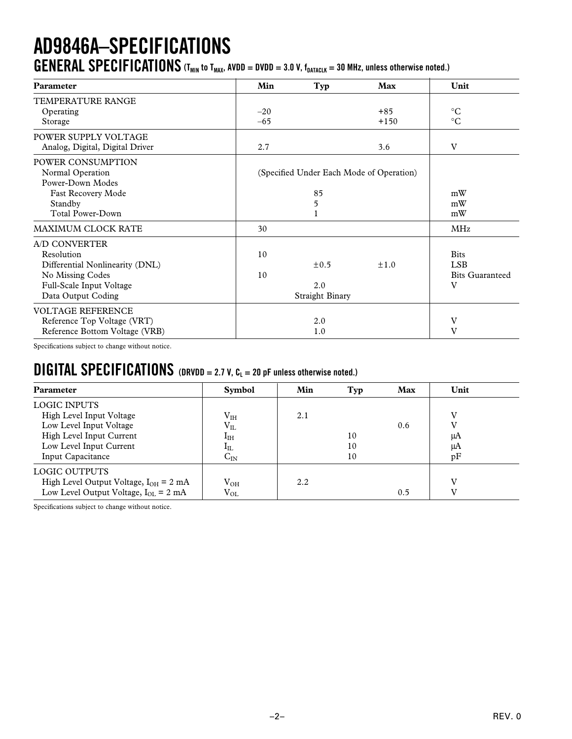# AD9846A–SPECIFICATIONS

## GENERAL SPECIFICATIONS ($T_{MIN}$ to $T_{MAX}$, AVDD = DVDD = 3.0 V, $f_{DATACLK}$ = 30 MHz, unless otherwise noted.)

| Parameter | Min | Typ | Max | Unit |
|---|---|---|---|---|
| TEMPERATURE RANGE | | | | |
| Operating | –20 | | +85 | °C |
| Storage | –65 | | +150 | °C |
| POWER SUPPLY VOLTAGE | | | | |
| Analog, Digital, Digital Driver | 2.7 | | 3.6 | V |
| POWER CONSUMPTION | | | | |
| Normal Operation | (Specified Under Each Mode of Operation) | | | |
| Power-Down Modes | | | | |
| Fast Recovery Mode | | 85 | | mW |
| Standby | | 5 | | mW |
| Total Power-Down | | 1 | | mW |
| MAXIMUM CLOCK RATE | 30 | | | MHz |
| A/D CONVERTER | | | | |
| Resolution | 10 | | | Bits |
| Differential Nonlinearity (DNL) | | ±0.5 | ±1.0 | LSB |
| No Missing Codes | 10 | | | Bits Guaranteed |
| Full-Scale Input Voltage | | 2.0 | | V |
| Data Output Coding | | Straight Binary | | |
| VOLTAGE REFERENCE | | | | |
| Reference Top Voltage (VRT) | | 2.0 | | V |
| Reference Bottom Voltage (VRB) | | 1.0 | | V |

Specifications subject to change without notice.

## DIGITAL SPECIFICATIONS (DRVDD = 2.7 V, $C_L$ = 20 pF unless otherwise noted.)

| Parameter | Symbol | Min | Typ | Max | Unit |
|---|---|---|---|---|---|
| LOGIC INPUTS | | | | | |
| High Level Input Voltage | $V_{IH}$ | 2.1 | | | V |
| Low Level Input Voltage | $V_{IL}$ | | | 0.6 | V |
| High Level Input Current | $I_{IH}$ | | 10 | | μA |
| Low Level Input Current | $I_{IL}$ | | 10 | | μA |
| Input Capacitance | $C_{IN}$ | | 10 | | pF |
| LOGIC OUTPUTS | | | | | |
| High Level Output Voltage, $I_{OH}$ = 2 mA | $V_{OH}$ | 2.2 | | | V |
| Low Level Output Voltage, $I_{OL}$ = 2 mA | $V_{OL}$ | | | 0.5 | V |

Specifications subject to change without notice.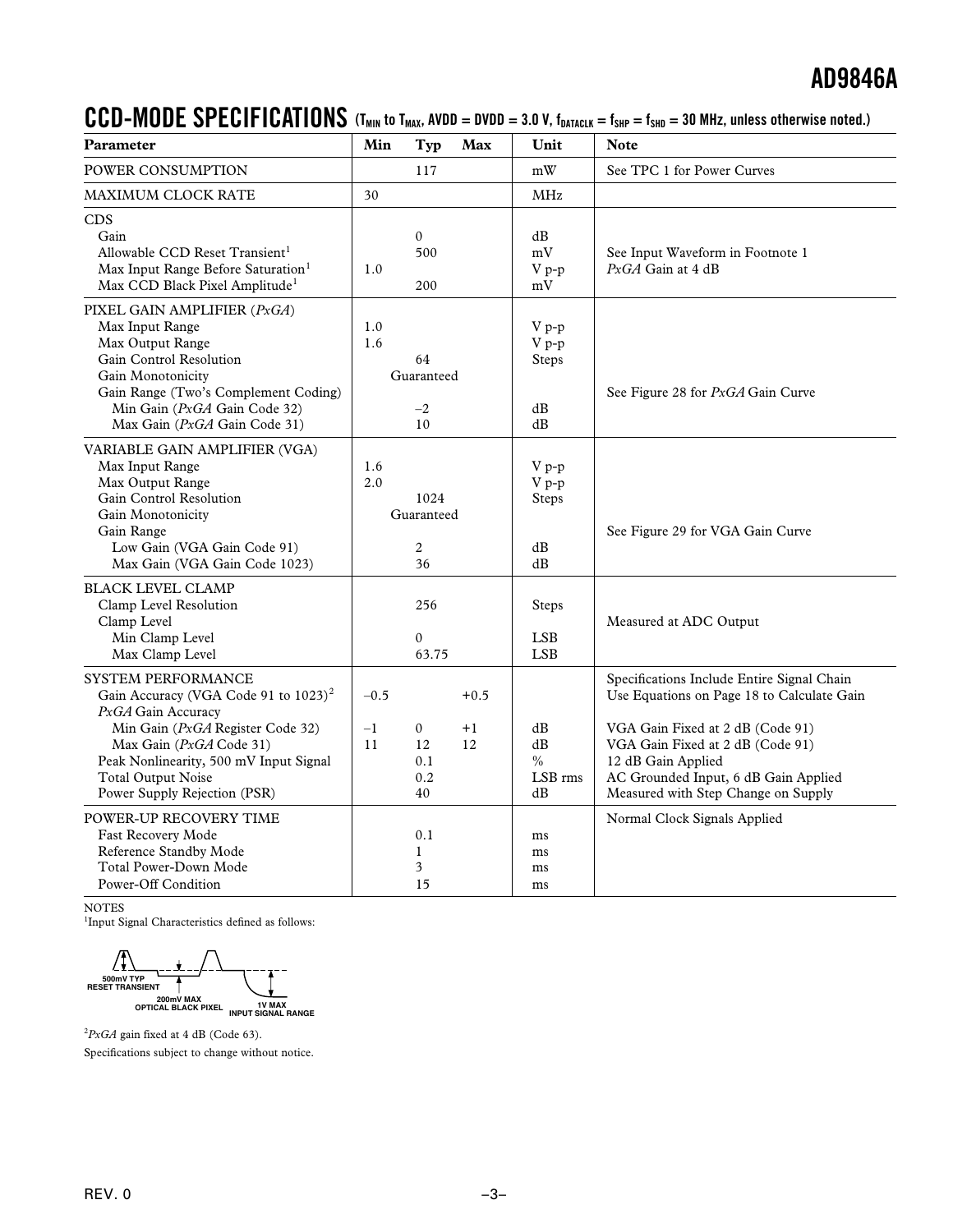## CCD-MODE SPECIFICATIONS ($T_{MIN}$ to $T_{MAX}$, AVDD = DVDD = 3.0 V, $f_{DATACLK} = f_{SHP} = f_{SHD}$ = 30 MHz, unless otherwise noted.)

| Parameter | Min | Typ | Max | Unit | Note |
|---|---|---|---|---|---|
| POWER CONSUMPTION | | 117 | | mW | See TPC 1 for Power Curves |
| MAXIMUM CLOCK RATE | 30 | | | MHz | |
| CDS | | | | | |
| Gain | | 0 | | dB | |
| Allowable CCD Reset Transient[1] | | 500 | | mV | See Input Waveform in Footnote 1 |
| Max Input Range Before Saturation[1] | 1.0 | | | V p-p | *PxGA* Gain at 4 dB |
| Max CCD Black Pixel Amplitude[1] | | 200 | | mV | |
| PIXEL GAIN AMPLIFIER (*PxGA*) | | | | | |
| Max Input Range | 1.0 | | | V p-p | |
| Max Output Range | 1.6 | | | V p-p | |
| Gain Control Resolution | | 64 | | Steps | |
| Gain Monotonicity | | Guaranteed | | | |
| Gain Range (Two's Complement Coding) | | | | | See Figure 28 for *PxGA* Gain Curve |
| Min Gain (*PxGA* Gain Code 32) | | –2 | | dB | |
| Max Gain (*PxGA* Gain Code 31) | | 10 | | dB | |
| VARIABLE GAIN AMPLIFIER (VGA) | | | | | |
| Max Input Range | 1.6 | | | V p-p | |
| Max Output Range | 2.0 | | | V p-p | |
| Gain Control Resolution | | 1024 | | Steps | |
| Gain Monotonicity | | Guaranteed | | | |
| Gain Range | | | | | See Figure 29 for VGA Gain Curve |
| Low Gain (VGA Gain Code 91) | | 2 | | dB | |
| Max Gain (VGA Gain Code 1023) | | 36 | | dB | |
| BLACK LEVEL CLAMP | | | | | |
| Clamp Level Resolution | | 256 | | Steps | |
| Clamp Level | | | | | Measured at ADC Output |
| Min Clamp Level | | 0 | | LSB | |
| Max Clamp Level | | 63.75 | | LSB | |
| SYSTEM PERFORMANCE | | | | | Specifications Include Entire Signal Chain |
| Gain Accuracy (VGA Code 91 to 1023)[2] | –0.5 | | +0.5 | | Use Equations on Page 18 to Calculate Gain |
| *PxGA* Gain Accuracy | | | | | |
| Min Gain (*PxGA* Register Code 32) | –1 | 0 | +1 | dB | VGA Gain Fixed at 2 dB (Code 91) |
| Max Gain (*PxGA* Code 31) | 11 | 12 | 12 | dB | VGA Gain Fixed at 2 dB (Code 91) |
| Peak Nonlinearity, 500 mV Input Signal | | 0.1 | | % | 12 dB Gain Applied |
| Total Output Noise | | 0.2 | | LSB rms | AC Grounded Input, 6 dB Gain Applied |
| Power Supply Rejection (PSR) | | 40 | | dB | Measured with Step Change on Supply |
| POWER-UP RECOVERY TIME | | | | | Normal Clock Signals Applied |
| Fast Recovery Mode | | 0.1 | | ms | |
| Reference Standby Mode | | 1 | | ms | |
| Total Power-Down Mode | | 3 | | ms | |
| Power-Off Condition | | 15 | | ms | |

NOTES

[1]Input Signal Characteristics defined as follows:

500mV TYP
RESET TRANSIENT
200mV MAX
OPTICAL BLACK PIXEL
1V MAX
INPUT SIGNAL RANGE

[2]*PxGA* gain fixed at 4 dB (Code 63).

Specifications subject to change without notice.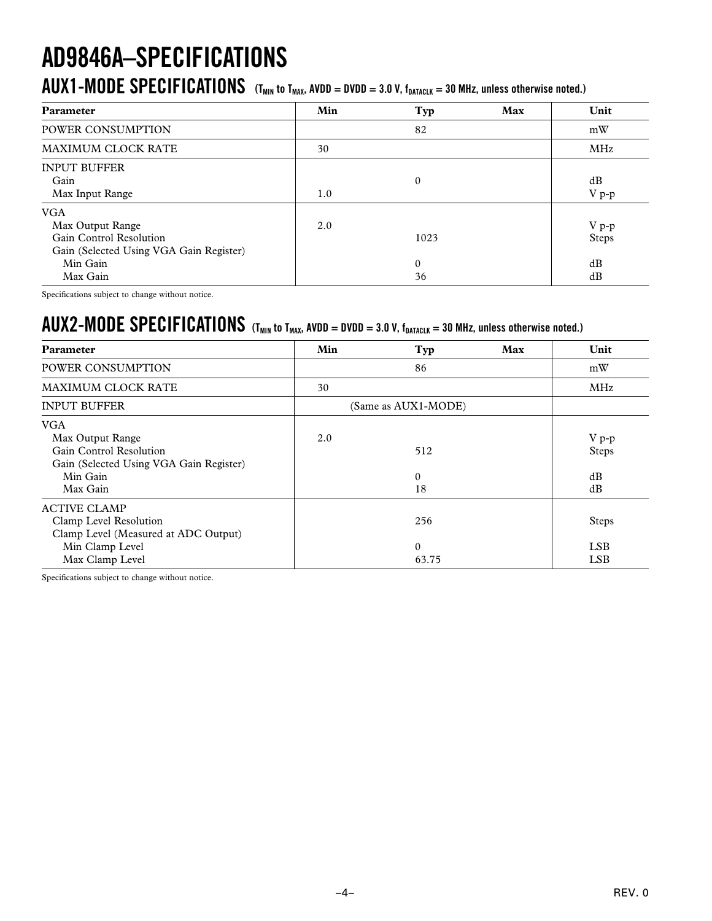# AD9846A–SPECIFICATIONS

## AUX1-MODE SPECIFICATIONS ($T_{MIN}$ to $T_{MAX}$, AVDD = DVDD = 3.0 V, $f_{DATACLK}$ = 30 MHz, unless otherwise noted.)

| Parameter | Min | Typ | Max | Unit |
|---|---|---|---|---|
| POWER CONSUMPTION | | 82 | | mW |
| MAXIMUM CLOCK RATE | 30 | | | MHz |
| INPUT BUFFER | | | | |
| Gain | | 0 | | dB |
| Max Input Range | 1.0 | | | V p-p |
| VGA | | | | |
| Max Output Range | 2.0 | | | V p-p |
| Gain Control Resolution | | 1023 | | Steps |
| Gain (Selected Using VGA Gain Register) | | | | |
| Min Gain | | 0 | | dB |
| Max Gain | | 36 | | dB |

Specifications subject to change without notice.

## AUX2-MODE SPECIFICATIONS ($T_{MIN}$ to $T_{MAX}$, AVDD = DVDD = 3.0 V, $f_{DATACLK}$ = 30 MHz, unless otherwise noted.)

| Parameter | Min | Typ | Max | Unit |
|---|---|---|---|---|
| POWER CONSUMPTION | | 86 | | mW |
| MAXIMUM CLOCK RATE | 30 | | | MHz |
| INPUT BUFFER | | (Same as AUX1-MODE) | | |
| VGA | | | | |
| Max Output Range | 2.0 | | | V p-p |
| Gain Control Resolution | | 512 | | Steps |
| Gain (Selected Using VGA Gain Register) | | | | |
| Min Gain | | 0 | | dB |
| Max Gain | | 18 | | dB |
| ACTIVE CLAMP | | | | |
| Clamp Level Resolution | | 256 | | Steps |
| Clamp Level (Measured at ADC Output) | | | | |
| Min Clamp Level | | 0 | | LSB |
| Max Clamp Level | | 63.75 | | LSB |

Specifications subject to change without notice.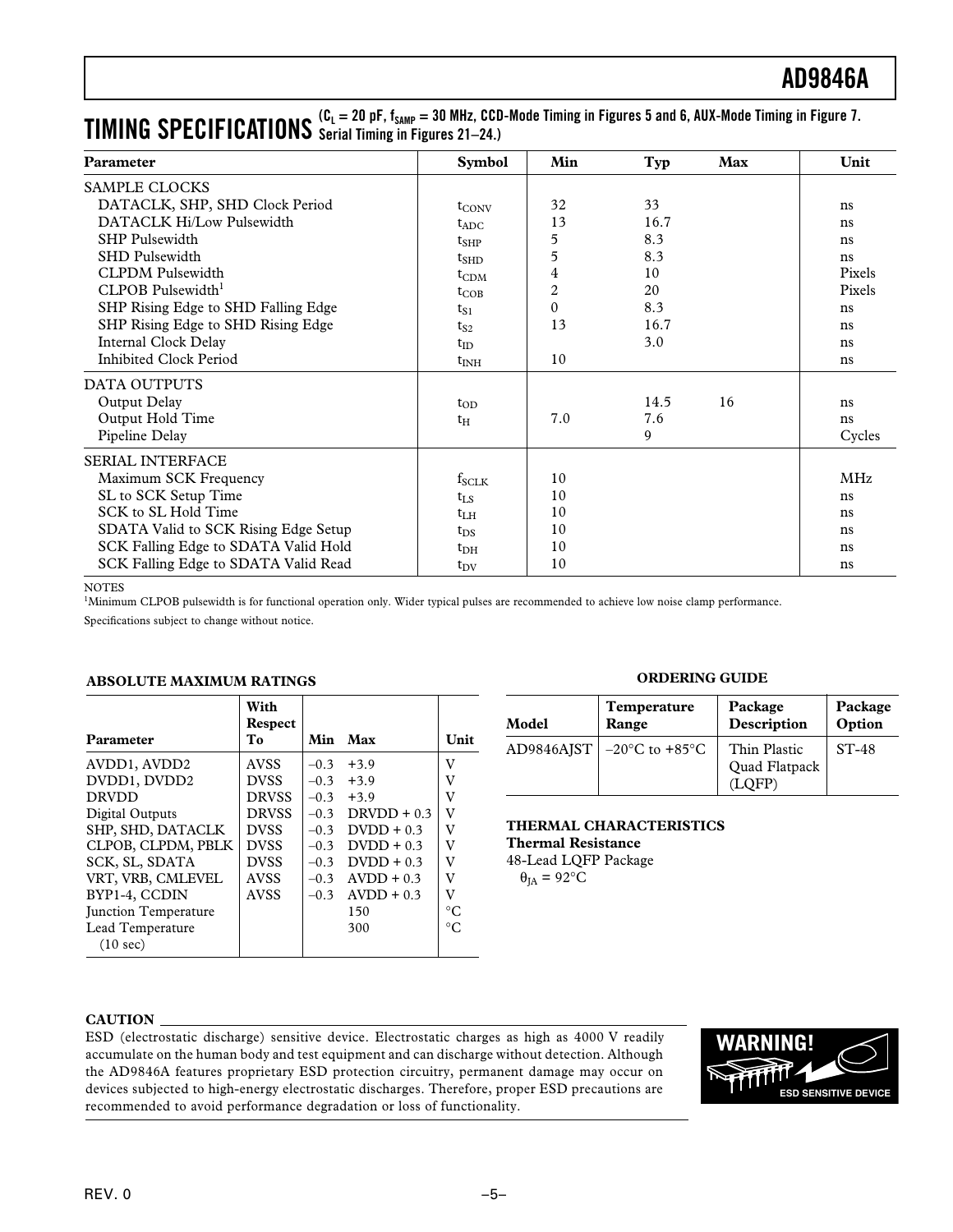## TIMING SPECIFICATIONS ($C_L$ = 20 pF, $f_{SAMP}$ = 30 MHz, CCD-Mode Timing in Figures 5 and 6, AUX-Mode Timing in Figure 7. Serial Timing in Figures 21–24.)

| Parameter | Symbol | Min | Typ | Max | Unit |
|---|---|---|---|---|---|
| SAMPLE CLOCKS | | | | | |
| DATACLK, SHP, SHD Clock Period | $t_{CONV}$ | 32 | 33 | | ns |
| DATACLK Hi/Low Pulsewidth | $t_{ADC}$ | 13 | 16.7 | | ns |
| SHP Pulsewidth | $t_{SHP}$ | 5 | 8.3 | | ns |
| SHD Pulsewidth | $t_{SHD}$ | 5 | 8.3 | | ns |
| CLPDM Pulsewidth | $t_{CDM}$ | 4 | 10 | | Pixels |
| CLPOB Pulsewidth[1] | $t_{COB}$ | 2 | 20 | | Pixels |
| SHP Rising Edge to SHD Falling Edge | $t_{S1}$ | 0 | 8.3 | | ns |
| SHP Rising Edge to SHD Rising Edge | $t_{S2}$ | 13 | 16.7 | | ns |
| Internal Clock Delay | $t_{ID}$ | | 3.0 | | ns |
| Inhibited Clock Period | $t_{INH}$ | 10 | | | ns |
| DATA OUTPUTS | | | | | |
| Output Delay | $t_{OD}$ | | 14.5 | 16 | ns |
| Output Hold Time | $t_H$ | 7.0 | 7.6 | | ns |
| Pipeline Delay | | | 9 | | Cycles |
| SERIAL INTERFACE | | | | | |
| Maximum SCK Frequency | $f_{SCLK}$ | 10 | | | MHz |
| SL to SCK Setup Time | $t_{LS}$ | 10 | | | ns |
| SCK to SL Hold Time | $t_{LH}$ | 10 | | | ns |
| SDATA Valid to SCK Rising Edge Setup | $t_{DS}$ | 10 | | | ns |
| SCK Falling Edge to SDATA Valid Hold | $t_{DH}$ | 10 | | | ns |
| SCK Falling Edge to SDATA Valid Read | $t_{DV}$ | 10 | | | ns |

NOTES

[1]Minimum CLPOB pulsewidth is for functional operation only. Wider typical pulses are recommended to achieve low noise clamp performance.

Specifications subject to change without notice.

**ABSOLUTE MAXIMUM RATINGS**

| Parameter | With Respect To | Min | Max | Unit |
|---|---|---|---|---|
| AVDD1, AVDD2 | AVSS | –0.3 | +3.9 | V |
| DVDD1, DVDD2 | DVSS | –0.3 | +3.9 | V |
| DRVDD | DRVSS | –0.3 | +3.9 | V |
| Digital Outputs | DRVSS | –0.3 | DRVDD + 0.3 | V |
| SHP, SHD, DATACLK | DVSS | –0.3 | DVDD + 0.3 | V |
| CLPOB, CLPDM, PBLK | DVSS | –0.3 | DVDD + 0.3 | V |
| SCK, SL, SDATA | DVSS | –0.3 | DVDD + 0.3 | V |
| VRT, VRB, CMLEVEL | AVSS | –0.3 | AVDD + 0.3 | V |
| BYP1-4, CCDIN | AVSS | –0.3 | AVDD + 0.3 | V |
| Junction Temperature | | | 150 | °C |
| Lead Temperature (10 sec) | | | 300 | °C |

**ORDERING GUIDE**

| Model | Temperature Range | Package Description | Package Option |
|---|---|---|---|
| AD9846AJST | –20°C to +85°C | Thin Plastic Quad Flatpack (LQFP) | ST-48 |

**THERMAL CHARACTERISTICS**

**Thermal Resistance**

48-Lead LQFP Package

$\theta_{JA}$ = 92°C

**CAUTION**

ESD (electrostatic discharge) sensitive device. Electrostatic charges as high as 4000 V readily accumulate on the human body and test equipment and can discharge without detection. Although the AD9846A features proprietary ESD protection circuitry, permanent damage may occur on devices subjected to high-energy electrostatic discharges. Therefore, proper ESD precautions are recommended to avoid performance degradation or loss of functionality.

WARNING!

ESD SENSITIVE DEVICE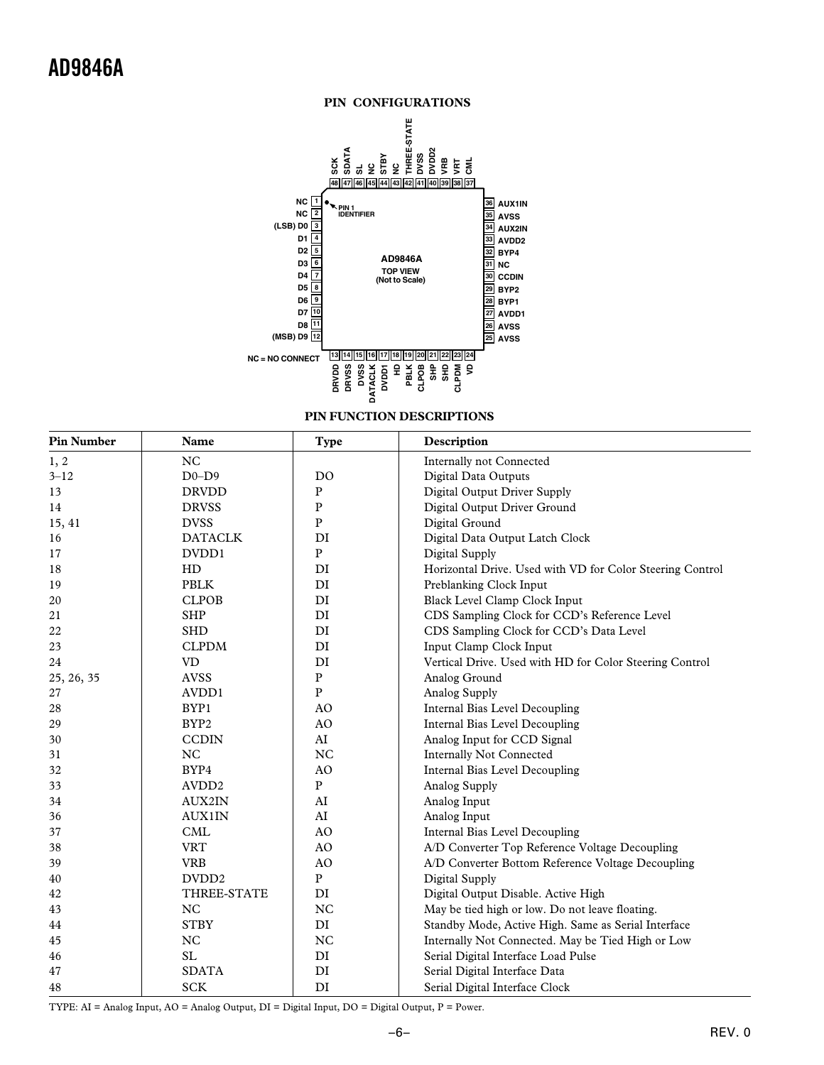## PIN CONFIGURATIONS

48 SCK
47 SDATA
46 SL
45 NC
44 STBY
43 NC
42 THREE-STATE
41 DVSS
40 DVDD2
39 VRB
38 VRT
37 CML

NC 1
NC 2
(LSB) D0 3
D1 4
D2 5
D3 6
D4 7
D5 8
D6 9
D7 10
D8 11
(MSB) D9 12

PIN 1 IDENTIFIER

AD9846A
TOP VIEW
(Not to Scale)

36 AUX1IN
35 AVSS
34 AUX2IN
33 AVDD2
32 BYP4
31 NC
30 CCDIN
29 BYP2
28 BYP1
27 AVDD1
26 AVSS
25 AVSS

NC = NO CONNECT

13 DRVDD
14 DRVSS
15 DVSS
16 DATACLK
17 DVDD1
18 HD
19 PBLK
20 CLPOB
21 SHP
22 SHD
23 CLPDM
24 VD

## PIN FUNCTION DESCRIPTIONS

| Pin Number | Name | Type | Description |
|---|---|---|---|
| 1, 2 | NC | | Internally not Connected |
| 3–12 | D0–D9 | DO | Digital Data Outputs |
| 13 | DRVDD | P | Digital Output Driver Supply |
| 14 | DRVSS | P | Digital Output Driver Ground |
| 15, 41 | DVSS | P | Digital Ground |
| 16 | DATACLK | DI | Digital Data Output Latch Clock |
| 17 | DVDD1 | P | Digital Supply |
| 18 | HD | DI | Horizontal Drive. Used with VD for Color Steering Control |
| 19 | PBLK | DI | Preblanking Clock Input |
| 20 | CLPOB | DI | Black Level Clamp Clock Input |
| 21 | SHP | DI | CDS Sampling Clock for CCD's Reference Level |
| 22 | SHD | DI | CDS Sampling Clock for CCD's Data Level |
| 23 | CLPDM | DI | Input Clamp Clock Input |
| 24 | VD | DI | Vertical Drive. Used with HD for Color Steering Control |
| 25, 26, 35 | AVSS | P | Analog Ground |
| 27 | AVDD1 | P | Analog Supply |
| 28 | BYP1 | AO | Internal Bias Level Decoupling |
| 29 | BYP2 | AO | Internal Bias Level Decoupling |
| 30 | CCDIN | AI | Analog Input for CCD Signal |
| 31 | NC | NC | Internally Not Connected |
| 32 | BYP4 | AO | Internal Bias Level Decoupling |
| 33 | AVDD2 | P | Analog Supply |
| 34 | AUX2IN | AI | Analog Input |
| 36 | AUX1IN | AI | Analog Input |
| 37 | CML | AO | Internal Bias Level Decoupling |
| 38 | VRT | AO | A/D Converter Top Reference Voltage Decoupling |
| 39 | VRB | AO | A/D Converter Bottom Reference Voltage Decoupling |
| 40 | DVDD2 | P | Digital Supply |
| 42 | THREE-STATE | DI | Digital Output Disable. Active High |
| 43 | NC | NC | May be tied high or low. Do not leave floating. |
| 44 | STBY | DI | Standby Mode, Active High. Same as Serial Interface |
| 45 | NC | NC | Internally Not Connected. May be Tied High or Low |
| 46 | SL | DI | Serial Digital Interface Load Pulse |
| 47 | SDATA | DI | Serial Digital Interface Data |
| 48 | SCK | DI | Serial Digital Interface Clock |

TYPE: AI = Analog Input, AO = Analog Output, DI = Digital Input, DO = Digital Output, P = Power.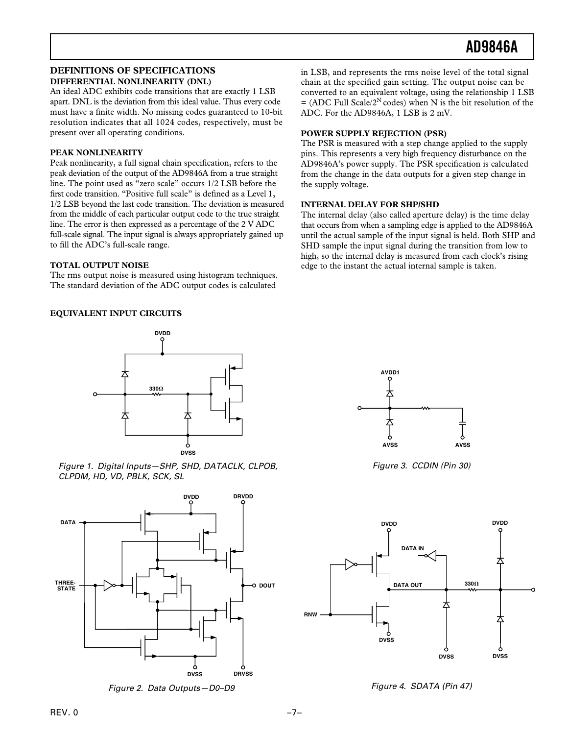## DEFINITIONS OF SPECIFICATIONS

### DIFFERENTIAL NONLINEARITY (DNL)

An ideal ADC exhibits code transitions that are exactly 1 LSB apart. DNL is the deviation from this ideal value. Thus every code must have a finite width. No missing codes guaranteed to 10-bit resolution indicates that all 1024 codes, respectively, must be present over all operating conditions.

### PEAK NONLINEARITY

Peak nonlinearity, a full signal chain specification, refers to the peak deviation of the output of the AD9846A from a true straight line. The point used as "zero scale" occurs 1/2 LSB before the first code transition. "Positive full scale" is defined as a Level 1, 1/2 LSB beyond the last code transition. The deviation is measured from the middle of each particular output code to the true straight line. The error is then expressed as a percentage of the 2 V ADC full-scale signal. The input signal is always appropriately gained up to fill the ADC's full-scale range.

### TOTAL OUTPUT NOISE

The rms output noise is measured using histogram techniques. The standard deviation of the ADC output codes is calculated in LSB, and represents the rms noise level of the total signal chain at the specified gain setting. The output noise can be converted to an equivalent voltage, using the relationship 1 LSB = (ADC Full Scale/$2^N$ codes) when N is the bit resolution of the ADC. For the AD9846A, 1 LSB is 2 mV.

### POWER SUPPLY REJECTION (PSR)

The PSR is measured with a step change applied to the supply pins. This represents a very high frequency disturbance on the AD9846A's power supply. The PSR specification is calculated from the change in the data outputs for a given step change in the supply voltage.

### INTERNAL DELAY FOR SHP/SHD

The internal delay (also called aperture delay) is the time delay that occurs from when a sampling edge is applied to the AD9846A until the actual sample of the input signal is held. Both SHP and SHD sample the input signal during the transition from low to high, so the internal delay is measured from each clock's rising edge to the instant the actual internal sample is taken.

## EQUIVALENT INPUT CIRCUITS

DVDD
330Ω
DVSS

*Figure 1. Digital Inputs—SHP, SHD, DATACLK, CLPOB, CLPDM, HD, VD, PBLK, SCK, SL*

DVDD
DRVDD
DATA
THREE-STATE
DOUT
DVSS
DRVSS

*Figure 2. Data Outputs—D0–D9*

AVDD1
AVSS
AVSS

*Figure 3. CCDIN (Pin 30)*

DVDD
DATA IN
DVDD
DATA OUT
330Ω
RNW
DVSS
DVSS
DVSS

*Figure 4. SDATA (Pin 47)*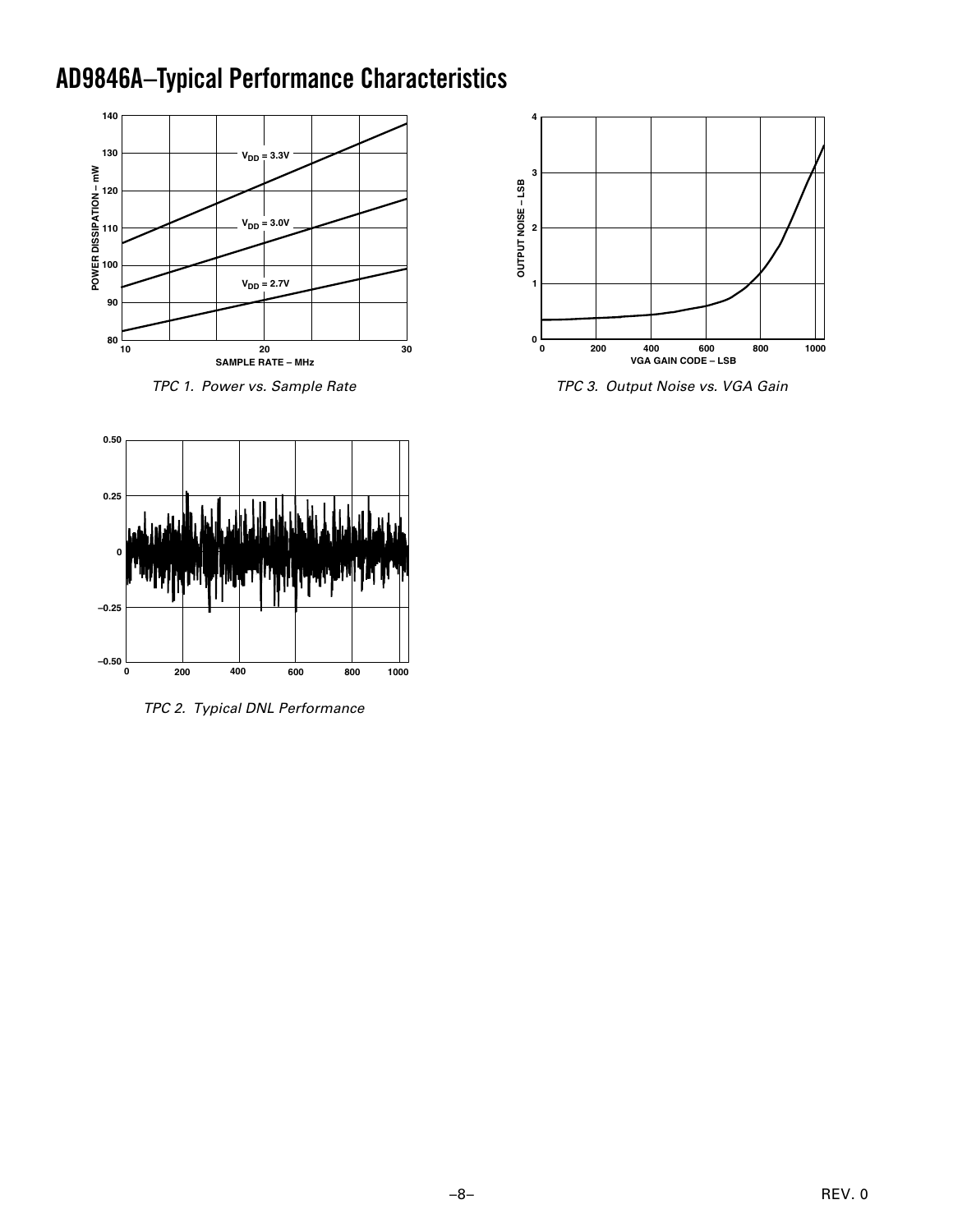# AD9846A–Typical Performance Characteristics

140
130
120
110
100
90
80
POWER DISSIPATION – mW
$V_{DD}$ = 3.3V
$V_{DD}$ = 3.0V
$V_{DD}$ = 2.7V
10
20
30
SAMPLE RATE – MHz

*TPC 1. Power vs. Sample Rate*

4
3
2
1
0
OUTPUT NOISE – LSB
0
200
400
600
800
1000
VGA GAIN CODE – LSB

*TPC 3. Output Noise vs. VGA Gain*

0.50
0.25
0
–0.25
–0.50
0
200
400
600
800
1000

*TPC 2. Typical DNL Performance*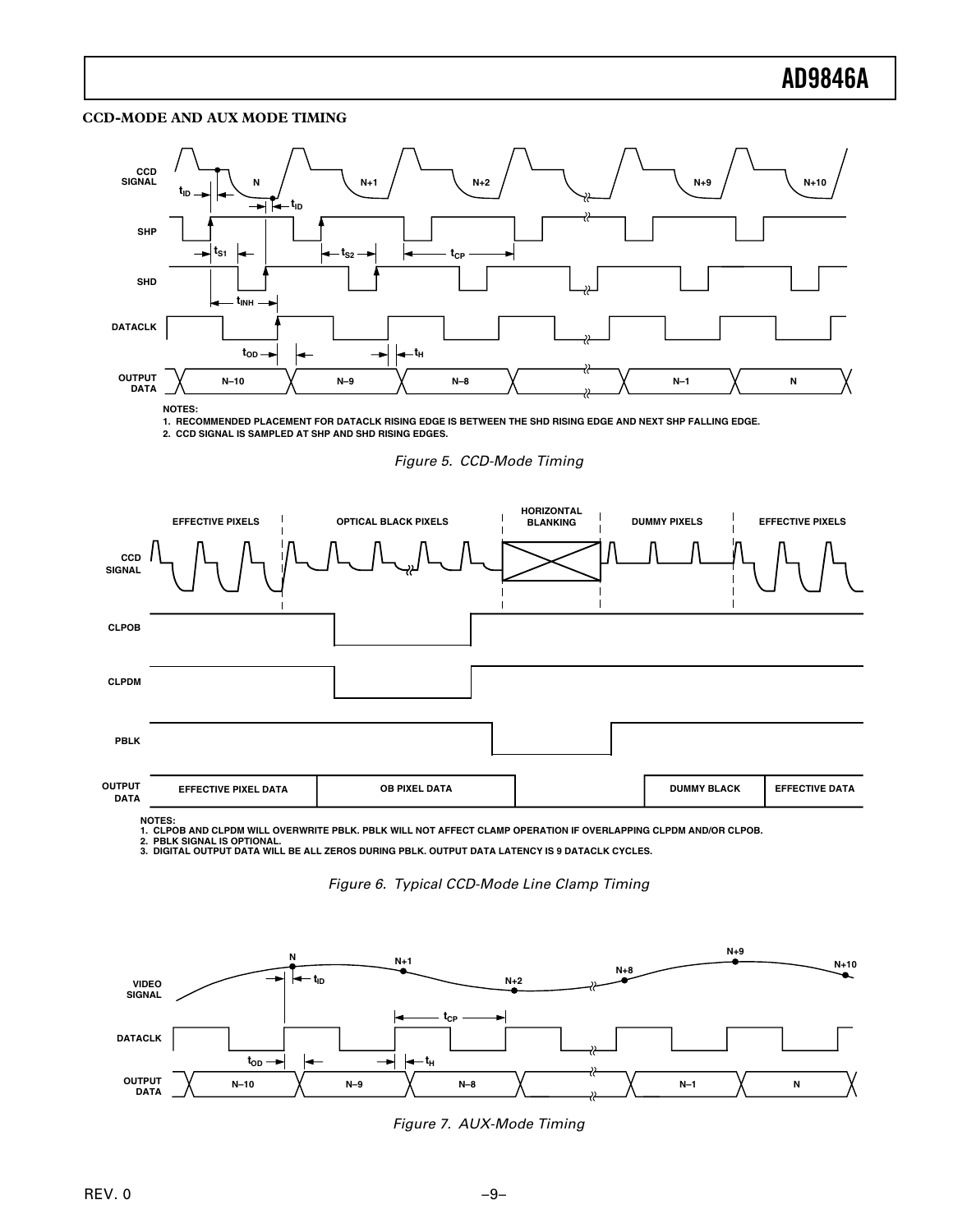## CCD-MODE AND AUX MODE TIMING

CCD SIGNAL

N

N+1

N+2

N+9

N+10

$t_{ID}$

$t_{ID}$

SHP

$t_{S1}$

$t_{S2}$

$t_{CP}$

SHD

$t_{INH}$

DATACLK

$t_{OD}$

$t_H$

OUTPUT DATA

N–10

N–9

N–8

N–1

N

NOTES:
1. RECOMMENDED PLACEMENT FOR DATACLK RISING EDGE IS BETWEEN THE SHD RISING EDGE AND NEXT SHP FALLING EDGE.
2. CCD SIGNAL IS SAMPLED AT SHP AND SHD RISING EDGES.

*Figure 5. CCD-Mode Timing*

EFFECTIVE PIXELS

OPTICAL BLACK PIXELS

HORIZONTAL BLANKING

DUMMY PIXELS

EFFECTIVE PIXELS

CCD SIGNAL

CLPOB

CLPDM

PBLK

OUTPUT DATA

EFFECTIVE PIXEL DATA

OB PIXEL DATA

DUMMY BLACK

EFFECTIVE DATA

NOTES:
1. CLPOB AND CLPDM WILL OVERWRITE PBLK. PBLK WILL NOT AFFECT CLAMP OPERATION IF OVERLAPPING CLPDM AND/OR CLPOB.
2. PBLK SIGNAL IS OPTIONAL.
3. DIGITAL OUTPUT DATA WILL BE ALL ZEROS DURING PBLK. OUTPUT DATA LATENCY IS 9 DATACLK CYCLES.

*Figure 6. Typical CCD-Mode Line Clamp Timing*

VIDEO SIGNAL

N

N+1

N+2

N+8

N+9

N+10

$t_{ID}$

$t_{CP}$

DATACLK

$t_{OD}$

$t_H$

OUTPUT DATA

N–10

N–9

N–8

N–1

N

*Figure 7. AUX-Mode Timing*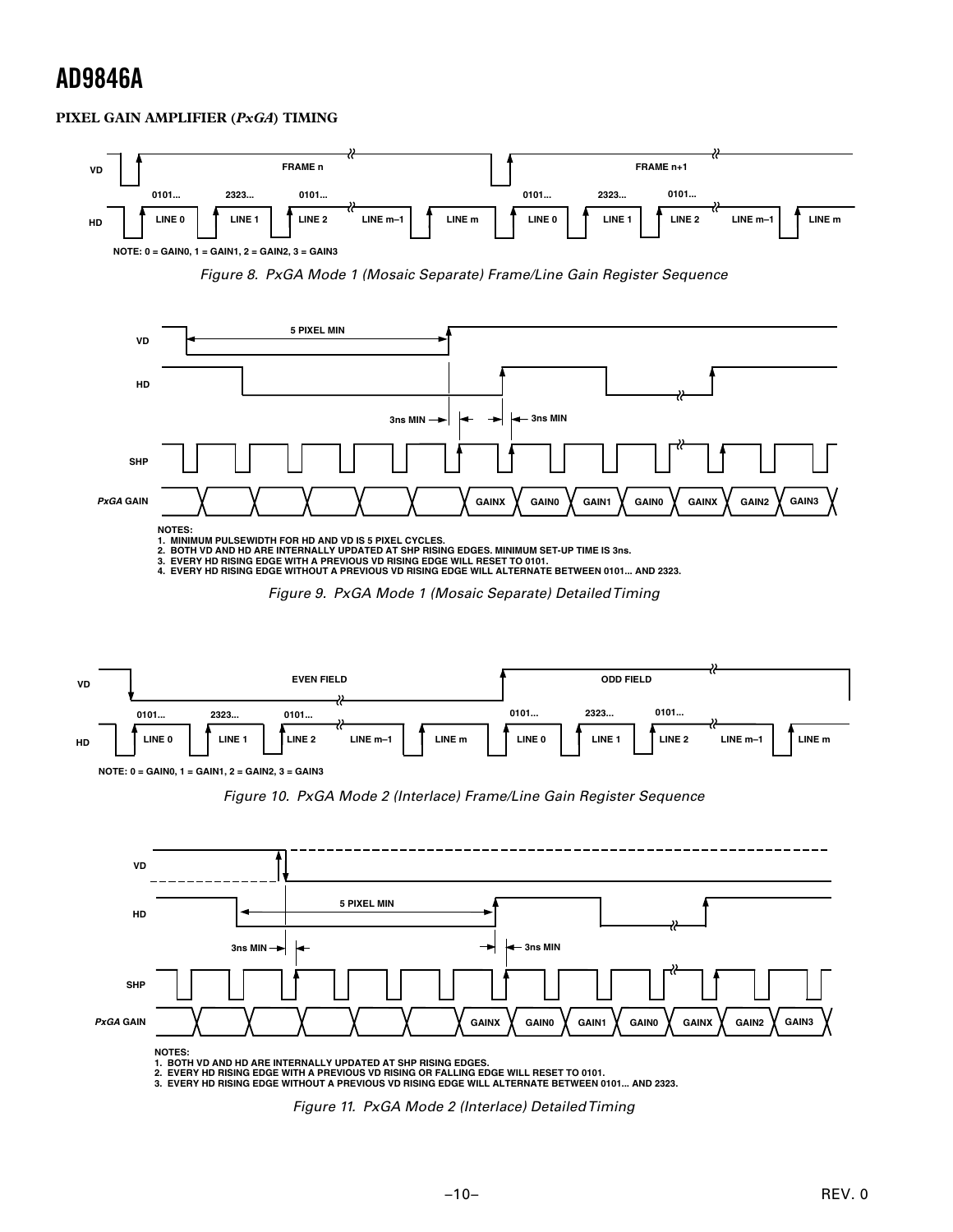## PIXEL GAIN AMPLIFIER (*PxGA*) TIMING

VD

FRAME n

FRAME n+1

HD

0101... 2323... 0101... 0101... 2323... 0101...

LINE 0 LINE 1 LINE 2 LINE m–1 LINE m LINE 0 LINE 1 LINE 2 LINE m–1 LINE m

NOTE: 0 = GAIN0, 1 = GAIN1, 2 = GAIN2, 3 = GAIN3

*Figure 8. PxGA Mode 1 (Mosaic Separate) Frame/Line Gain Register Sequence*

VD

5 PIXEL MIN

HD

3ns MIN

3ns MIN

SHP

*PxGA* GAIN

GAINX GAIN0 GAIN1 GAIN0 GAINX GAIN2 GAIN3

NOTES:
1. MINIMUM PULSEWIDTH FOR HD AND VD IS 5 PIXEL CYCLES.
2. BOTH VD AND HD ARE INTERNALLY UPDATED AT SHP RISING EDGES. MINIMUM SET-UP TIME IS 3ns.
3. EVERY HD RISING EDGE WITH A PREVIOUS VD RISING EDGE WILL RESET TO 0101.
4. EVERY HD RISING EDGE WITHOUT A PREVIOUS VD RISING EDGE WILL ALTERNATE BETWEEN 0101... AND 2323.

*Figure 9. PxGA Mode 1 (Mosaic Separate) Detailed Timing*

VD

EVEN FIELD

ODD FIELD

HD

0101... 2323... 0101... 0101... 2323... 0101...

LINE 0 LINE 1 LINE 2 LINE m–1 LINE m LINE 0 LINE 1 LINE 2 LINE m–1 LINE m

NOTE: 0 = GAIN0, 1 = GAIN1, 2 = GAIN2, 3 = GAIN3

*Figure 10. PxGA Mode 2 (Interlace) Frame/Line Gain Register Sequence*

VD

HD

5 PIXEL MIN

3ns MIN

3ns MIN

SHP

*PxGA* GAIN

GAINX GAIN0 GAIN1 GAIN0 GAINX GAIN2 GAIN3

NOTES:
1. BOTH VD AND HD ARE INTERNALLY UPDATED AT SHP RISING EDGES.
2. EVERY HD RISING EDGE WITH A PREVIOUS VD RISING OR FALLING EDGE WILL RESET TO 0101.
3. EVERY HD RISING EDGE WITHOUT A PREVIOUS VD RISING EDGE WILL ALTERNATE BETWEEN 0101... AND 2323.

*Figure 11. PxGA Mode 2 (Interlace) Detailed Timing*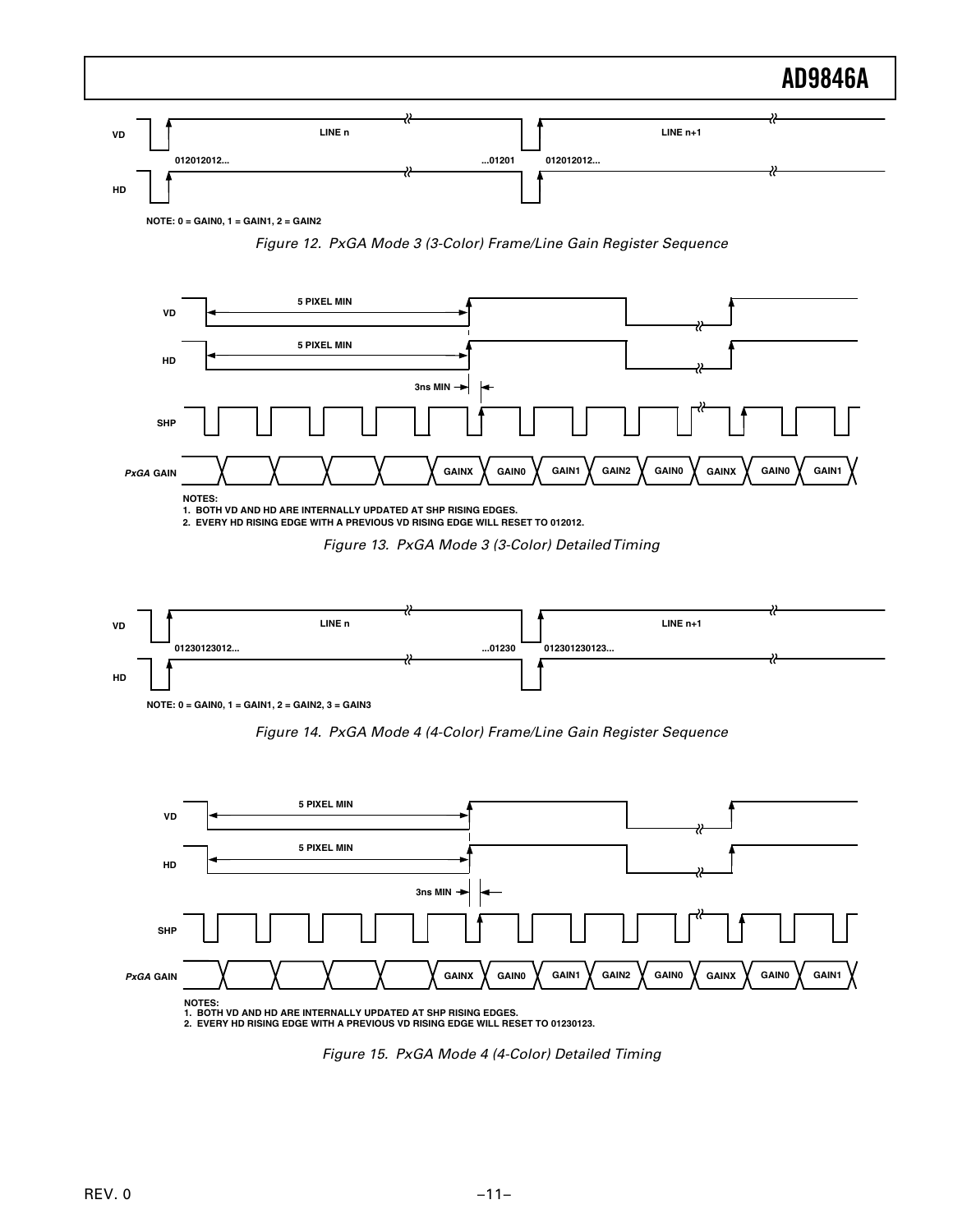VD

LINE n

LINE n+1

012012012...

...01201

012012012...

HD

NOTE: 0 = GAIN0, 1 = GAIN1, 2 = GAIN2

*Figure 12. PxGA Mode 3 (3-Color) Frame/Line Gain Register Sequence*

VD

5 PIXEL MIN

HD

5 PIXEL MIN

3ns MIN

SHP

*PxGA* GAIN

GAINX GAIN0 GAIN1 GAIN2 GAIN0 GAINX GAIN0 GAIN1

NOTES:
1. BOTH VD AND HD ARE INTERNALLY UPDATED AT SHP RISING EDGES.
2. EVERY HD RISING EDGE WITH A PREVIOUS VD RISING EDGE WILL RESET TO 012012.

*Figure 13. PxGA Mode 3 (3-Color) Detailed Timing*

VD

LINE n

LINE n+1

01230123012...

...01230

012301230123...

HD

NOTE: 0 = GAIN0, 1 = GAIN1, 2 = GAIN2, 3 = GAIN3

*Figure 14. PxGA Mode 4 (4-Color) Frame/Line Gain Register Sequence*

VD

5 PIXEL MIN

HD

5 PIXEL MIN

3ns MIN

SHP

*PxGA* GAIN

GAINX GAIN0 GAIN1 GAIN2 GAIN0 GAINX GAIN0 GAIN1

NOTES:
1. BOTH VD AND HD ARE INTERNALLY UPDATED AT SHP RISING EDGES.
2. EVERY HD RISING EDGE WITH A PREVIOUS VD RISING EDGE WILL RESET TO 01230123.

*Figure 15. PxGA Mode 4 (4-Color) Detailed Timing*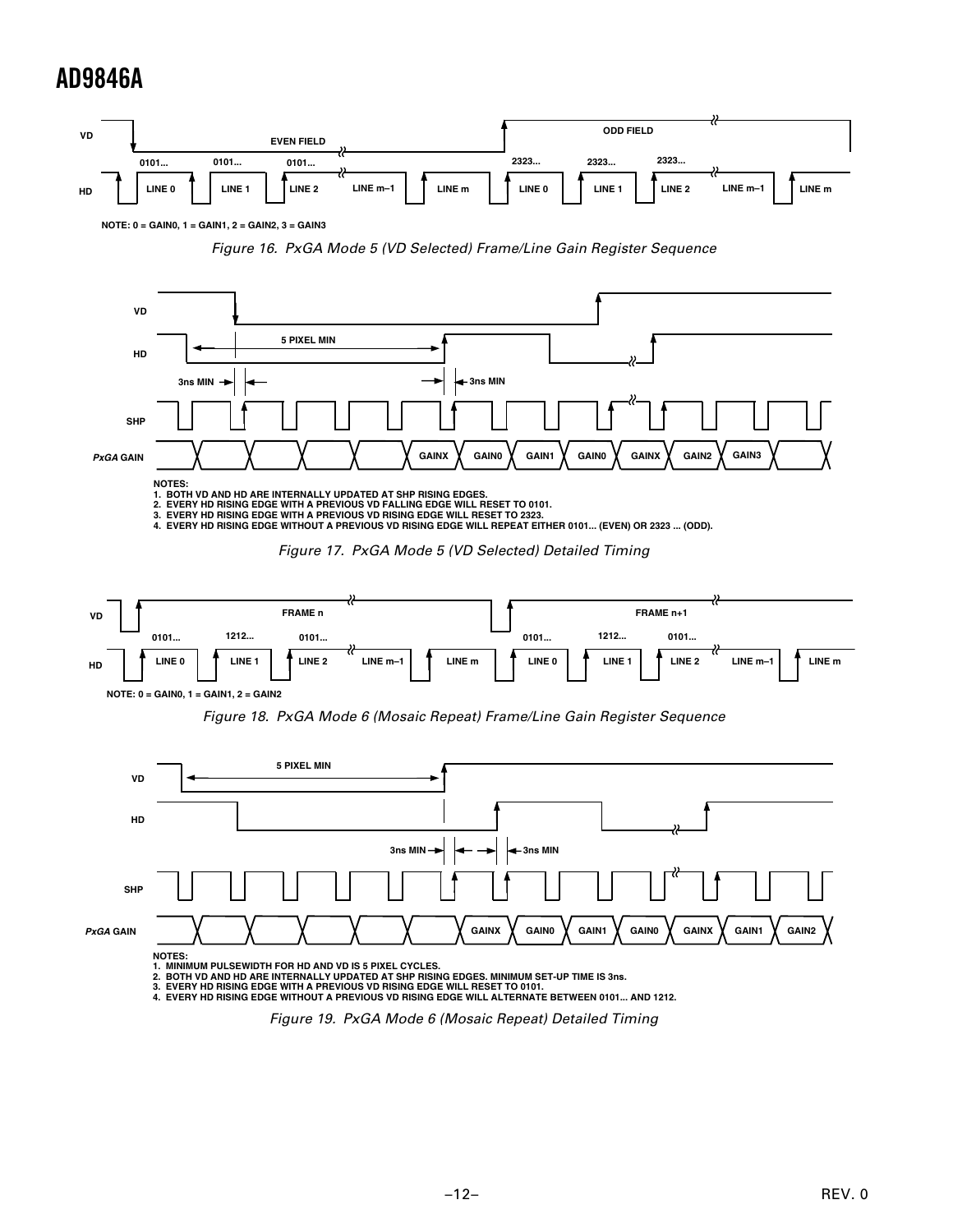VD

EVEN FIELD

ODD FIELD

0101... 0101... 0101... 2323... 2323... 2323...

HD

LINE 0 LINE 1 LINE 2 LINE m–1 LINE m LINE 0 LINE 1 LINE 2 LINE m–1 LINE m

NOTE: 0 = GAIN0, 1 = GAIN1, 2 = GAIN2, 3 = GAIN3

*Figure 16. PxGA Mode 5 (VD Selected) Frame/Line Gain Register Sequence*

VD

HD

5 PIXEL MIN

3ns MIN

3ns MIN

SHP

*PxGA* GAIN

GAINX GAIN0 GAIN1 GAIN0 GAINX GAIN2 GAIN3

NOTES:
1. BOTH VD AND HD ARE INTERNALLY UPDATED AT SHP RISING EDGES.
2. EVERY HD RISING EDGE WITH A PREVIOUS VD FALLING EDGE WILL RESET TO 0101.
3. EVERY HD RISING EDGE WITH A PREVIOUS VD RISING EDGE WILL RESET TO 2323.
4. EVERY HD RISING EDGE WITHOUT A PREVIOUS VD RISING EDGE WILL REPEAT EITHER 0101... (EVEN) OR 2323 ... (ODD).

*Figure 17. PxGA Mode 5 (VD Selected) Detailed Timing*

VD

FRAME n

FRAME n+1

0101... 1212... 0101... 0101... 1212... 0101...

HD

LINE 0 LINE 1 LINE 2 LINE m–1 LINE m LINE 0 LINE 1 LINE 2 LINE m–1 LINE m

NOTE: 0 = GAIN0, 1 = GAIN1, 2 = GAIN2

*Figure 18. PxGA Mode 6 (Mosaic Repeat) Frame/Line Gain Register Sequence*

5 PIXEL MIN

VD

HD

3ns MIN

3ns MIN

SHP

*PxGA* GAIN

GAINX GAIN0 GAIN1 GAIN0 GAINX GAIN1 GAIN2

NOTES:
1. MINIMUM PULSEWIDTH FOR HD AND VD IS 5 PIXEL CYCLES.
2. BOTH VD AND HD ARE INTERNALLY UPDATED AT SHP RISING EDGES. MINIMUM SET-UP TIME IS 3ns.
3. EVERY HD RISING EDGE WITH A PREVIOUS VD RISING EDGE WILL RESET TO 0101.
4. EVERY HD RISING EDGE WITHOUT A PREVIOUS VD RISING EDGE WILL ALTERNATE BETWEEN 0101... AND 1212.

*Figure 19. PxGA Mode 6 (Mosaic Repeat) Detailed Timing*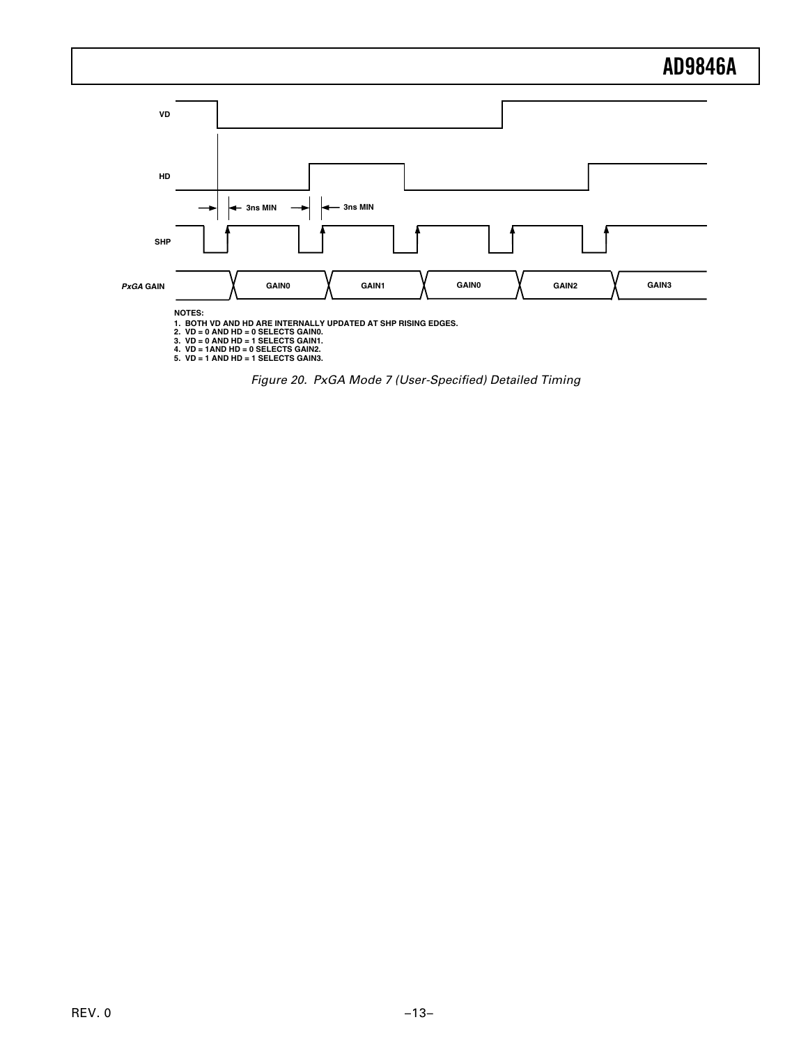VD

HD

3ns MIN

3ns MIN

SHP

*PxGA* GAIN

GAIN0

GAIN1

GAIN0

GAIN2

GAIN3

NOTES:
1. BOTH VD AND HD ARE INTERNALLY UPDATED AT SHP RISING EDGES.
2. VD = 0 AND HD = 0 SELECTS GAIN0.
3. VD = 0 AND HD = 1 SELECTS GAIN1.
4. VD = 1AND HD = 0 SELECTS GAIN2.
5. VD = 1 AND HD = 1 SELECTS GAIN3.

*Figure 20. PxGA Mode 7 (User-Specified) Detailed Timing*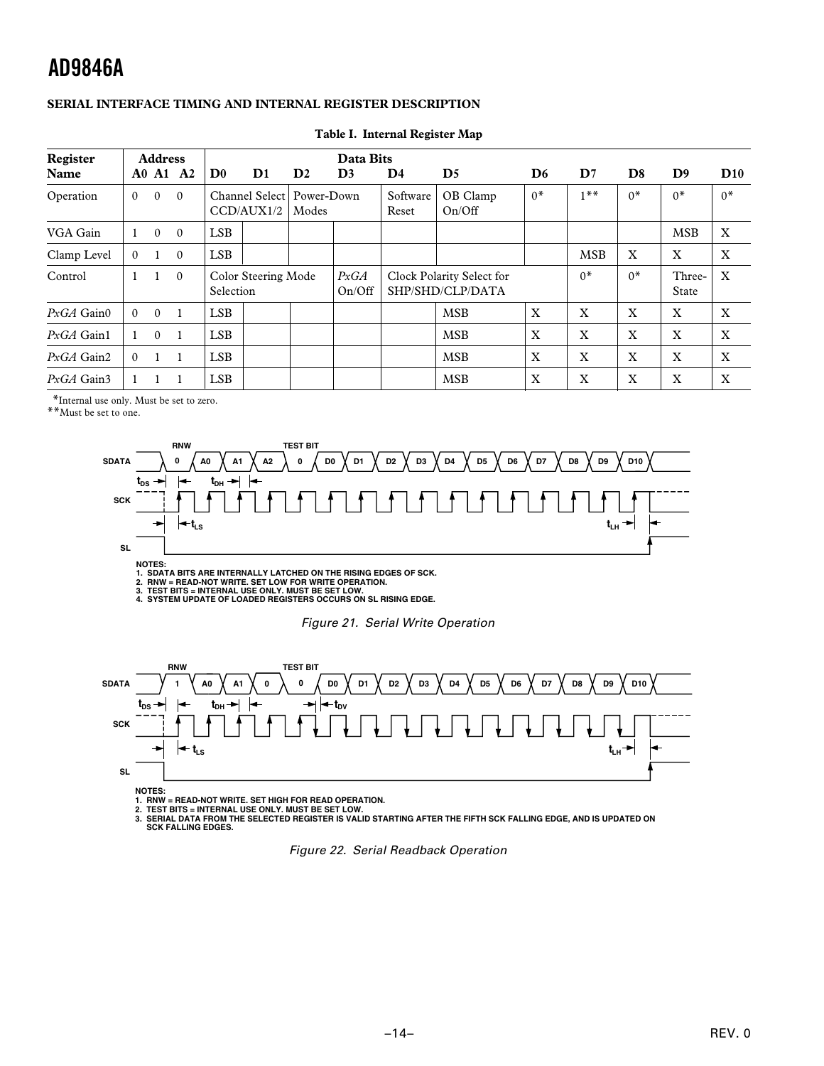## SERIAL INTERFACE TIMING AND INTERNAL REGISTER DESCRIPTION

**Table I. Internal Register Map**

| Register Name | Address A0 | A1 | A2 | Data Bits D0 | D1 | D2 | D3 | D4 | D5 | D6 | D7 | D8 | D9 | D10 |
|---|---|---|---|---|---|---|---|---|---|---|---|---|---|---|
| Operation | 0 | 0 | 0 | Channel Select CCD/AUX1/2 | | Power-Down Modes | | Software Reset | OB Clamp On/Off | 0* | 1** | 0* | 0* | 0* |
| VGA Gain | 1 | 0 | 0 | LSB | | | | | | | | | MSB | X |
| Clamp Level | 0 | 1 | 0 | LSB | | | | | | | MSB | X | X | X |
| Control | 1 | 1 | 0 | Color Steering Mode Selection | | | *PxGA* On/Off | Clock Polarity Select for SHP/SHD/CLP/DATA | | | 0* | 0* | Three-State | X |
| *PxGA* Gain0 | 0 | 0 | 1 | LSB | | | | | MSB | X | X | X | X | X |
| *PxGA* Gain1 | 1 | 0 | 1 | LSB | | | | | MSB | X | X | X | X | X |
| *PxGA* Gain2 | 0 | 1 | 1 | LSB | | | | | MSB | X | X | X | X | X |
| *PxGA* Gain3 | 1 | 1 | 1 | LSB | | | | | MSB | X | X | X | X | X |

*Internal use only. Must be set to zero.
**Must be set to one.

RNW
TEST BIT
SDATA 0 A0 A1 A2 0 D0 D1 D2 D3 D4 D5 D6 D7 D8 D9 D10
$t_{DS}$ $t_{DH}$
SCK
$t_{LS}$ $t_{LH}$
SL

NOTES:
1. SDATA BITS ARE INTERNALLY LATCHED ON THE RISING EDGES OF SCK.
2. RNW = READ-NOT WRITE. SET LOW FOR WRITE OPERATION.
3. TEST BITS = INTERNAL USE ONLY. MUST BE SET LOW.
4. SYSTEM UPDATE OF LOADED REGISTERS OCCURS ON SL RISING EDGE.

*Figure 21. Serial Write Operation*

RNW
TEST BIT
SDATA 1 A0 A1 0 0 D0 D1 D2 D3 D4 D5 D6 D7 D8 D9 D10
$t_{DS}$ $t_{DH}$ $t_{DV}$
SCK
$t_{LS}$ $t_{LH}$
SL

NOTES:
1. RNW = READ-NOT WRITE. SET HIGH FOR READ OPERATION.
2. TEST BITS = INTERNAL USE ONLY. MUST BE SET LOW.
3. SERIAL DATA FROM THE SELECTED REGISTER IS VALID STARTING AFTER THE FIFTH SCK FALLING EDGE, AND IS UPDATED ON SCK FALLING EDGES.

*Figure 22. Serial Readback Operation*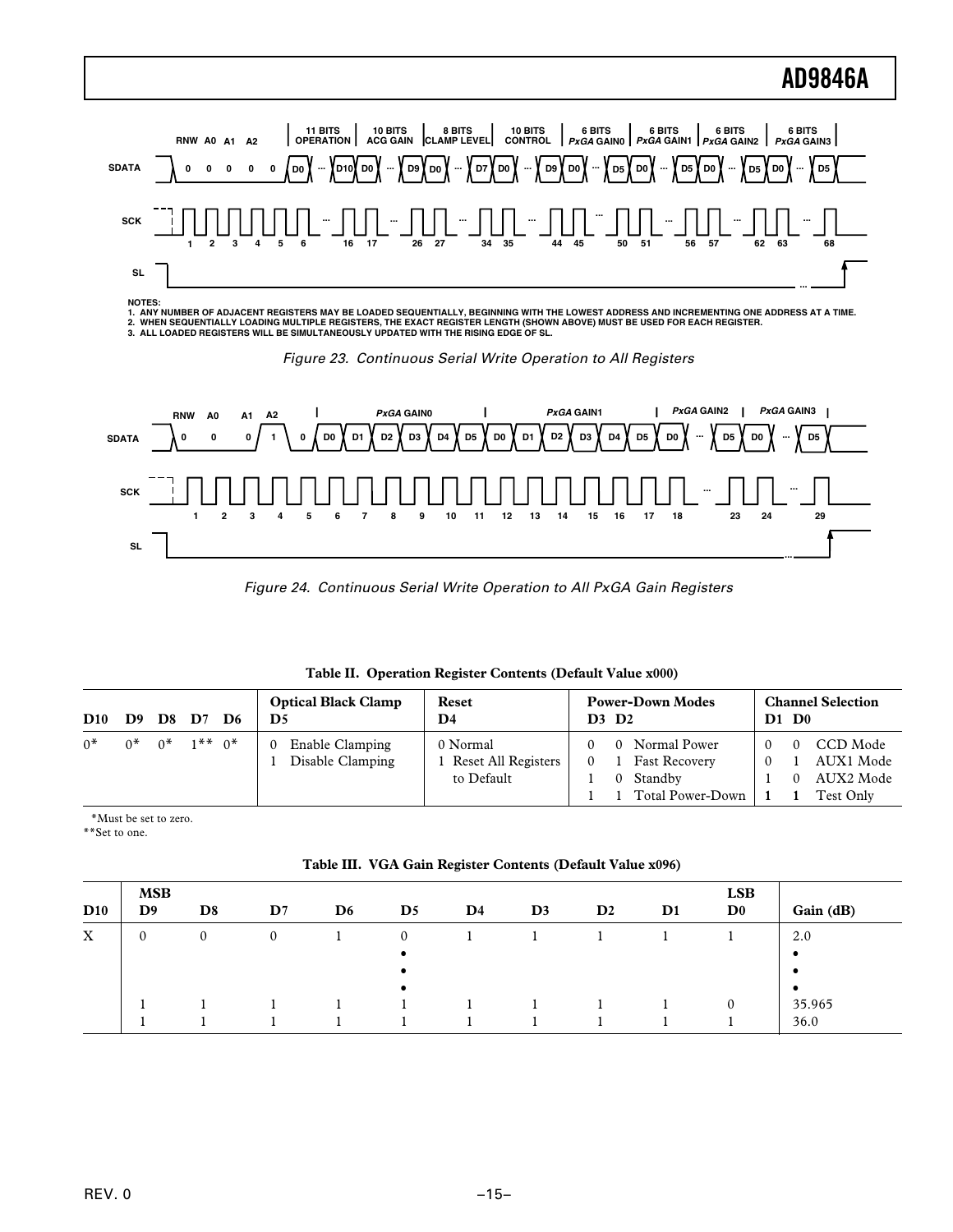RNW A0 A1 A2 | 11 BITS OPERATION | 10 BITS ACG GAIN | 8 BITS CLAMP LEVEL | 10 BITS CONTROL | 6 BITS PxGA GAIN0 | 6 BITS PxGA GAIN1 | 6 BITS PxGA GAIN2 | 6 BITS PxGA GAIN3

SDATA 0 0 0 0 0 D0 ... D10 D0 ... D9 D0 ... D7 D0 ... D9 D0 ... D5 D0 ... D5 D0 ... D5 D0 ... D5

SCK 1 2 3 4 5 6 ... 16 17 ... 26 27 ... 34 35 ... 44 45 ... 50 51 ... 56 57 ... 62 63 ... 68

SL ...

NOTES:
1. ANY NUMBER OF ADJACENT REGISTERS MAY BE LOADED SEQUENTIALLY, BEGINNING WITH THE LOWEST ADDRESS AND INCREMENTING ONE ADDRESS AT A TIME.
2. WHEN SEQUENTIALLY LOADING MULTIPLE REGISTERS, THE EXACT REGISTER LENGTH (SHOWN ABOVE) MUST BE USED FOR EACH REGISTER.
3. ALL LOADED REGISTERS WILL BE SIMULTANEOUSLY UPDATED WITH THE RISING EDGE OF SL.

*Figure 23. Continuous Serial Write Operation to All Registers*

RNW A0 A1 A2 | PxGA GAIN0 | PxGA GAIN1 | PxGA GAIN2 | PxGA GAIN3

SDATA 0 0 0 1 0 D0 D1 D2 D3 D4 D5 D0 D1 D2 D3 D4 D5 D0 ... D5 D0 ... D5

SCK 1 2 3 4 5 6 7 8 9 10 11 12 13 14 15 16 17 18 ... 23 24 ... 29

SL ...

*Figure 24. Continuous Serial Write Operation to All PxGA Gain Registers*

**Table II. Operation Register Contents (Default Value x000)**

| D10 | D9 | D8 | D7 | D6 | Optical Black Clamp D5 | Reset D4 | Power-Down Modes D3 D2 | Channel Selection D1 D0 |
|---|---|---|---|---|---|---|---|---|
| 0* | 0* | 0* | 1** | 0* | 0 Enable Clamping<br>1 Disable Clamping | 0 Normal<br>1 Reset All Registers to Default | 0 0 Normal Power<br>0 1 Fast Recovery<br>1 0 Standby<br>1 1 Total Power-Down | 0 0 CCD Mode<br>0 1 AUX1 Mode<br>1 0 AUX2 Mode<br>1 1 Test Only |

*Must be set to zero.
**Set to one.

**Table III. VGA Gain Register Contents (Default Value x096)**

| D10 | MSB D9 | D8 | D7 | D6 | D5 | D4 | D3 | D2 | D1 | LSB D0 | Gain (dB) |
|---|---|---|---|---|---|---|---|---|---|---|---|
| X | 0 | 0 | 0 | 1 | 0 | 1 | 1 | 1 | 1 | 1 | 2.0 |
| | | | | | • | | | | | | • |
| | | | | | • | | | | | | • |
| | | | | | • | | | | | | • |
| | 1 | 1 | 1 | 1 | 1 | 1 | 1 | 1 | 1 | 0 | 35.965 |
| | 1 | 1 | 1 | 1 | 1 | 1 | 1 | 1 | 1 | 1 | 36.0 |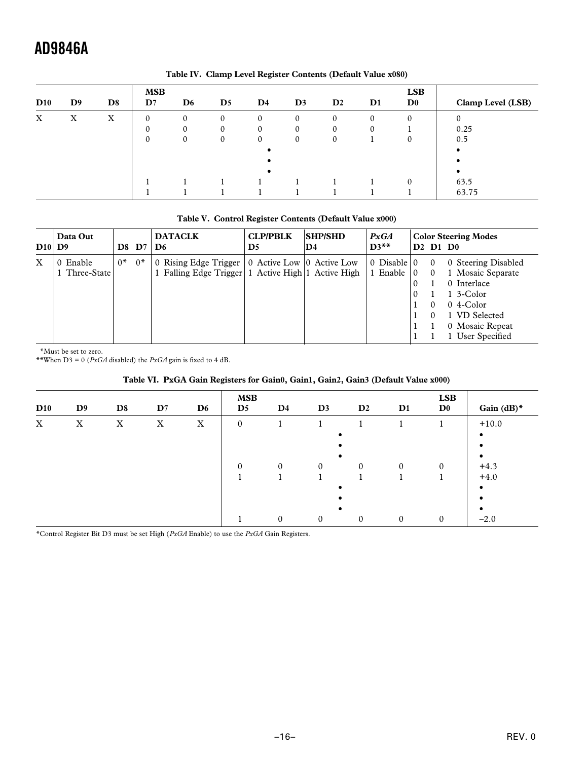**Table IV. Clamp Level Register Contents (Default Value x080)**

| D10 | D9 | D8 | MSB D7 | D6 | D5 | D4 | D3 | D2 | D1 | LSB D0 | Clamp Level (LSB) |
|---|---|---|---|---|---|---|---|---|---|---|---|
| X | X | X | 0 | 0 | 0 | 0 | 0 | 0 | 0 | 0 | 0 |
| | | | 0 | 0 | 0 | 0 | 0 | 0 | 0 | 1 | 0.25 |
| | | | 0 | 0 | 0 | 0 | 0 | 0 | 1 | 0 | 0.5 |
| | | | | | | • | | | | | • |
| | | | | | | • | | | | | • |
| | | | | | | • | | | | | • |
| | | | 1 | 1 | 1 | 1 | 1 | 1 | 1 | 0 | 63.5 |
| | | | 1 | 1 | 1 | 1 | 1 | 1 | 1 | 1 | 63.75 |

**Table V. Control Register Contents (Default Value x000)**

| D10 | Data Out D9 | D8 | D7 | DATACLK D6 | CLP/PBLK D5 | SHP/SHD D4 | *PxGA* D3** | D2 | D1 | D0 Color Steering Modes |
|---|---|---|---|---|---|---|---|---|---|---|
| X | 0 Enable | 0* | 0* | 0 Rising Edge Trigger | 0 Active Low | 0 Active Low | 0 Disable | 0 | 0 | 0 Steering Disabled |
| | 1 Three-State | | | 1 Falling Edge Trigger | 1 Active High | 1 Active High | 1 Enable | 0 | 0 | 1 Mosaic Separate |
| | | | | | | | | 0 | 1 | 0 Interlace |
| | | | | | | | | 0 | 1 | 1 3-Color |
| | | | | | | | | 1 | 0 | 0 4-Color |
| | | | | | | | | 1 | 0 | 1 VD Selected |
| | | | | | | | | 1 | 1 | 0 Mosaic Repeat |
| | | | | | | | | 1 | 1 | 1 User Specified |

*Must be set to zero.
**When D3 = 0 (*PxGA* disabled) the *PxGA* gain is fixed to 4 dB.

**Table VI. PxGA Gain Registers for Gain0, Gain1, Gain2, Gain3 (Default Value x000)**

| D10 | D9 | D8 | D7 | D6 | MSB D5 | D4 | D3 | D2 | D1 | LSB D0 | Gain (dB)* |
|---|---|---|---|---|---|---|---|---|---|---|---|
| X | X | X | X | X | 0 | 1 | 1 | 1 | 1 | 1 | +10.0 |
| | | | | | | | • | | | | • |
| | | | | | | | • | | | | • |
| | | | | | | | • | | | | • |
| | | | | | 0 | 0 | 0 | 0 | 0 | 0 | +4.3 |
| | | | | | 1 | 1 | 1 | 1 | 1 | 1 | +4.0 |
| | | | | | | | • | | | | • |
| | | | | | | | • | | | | • |
| | | | | | | | • | | | | • |
| | | | | | 1 | 0 | 0 | 0 | 0 | 0 | –2.0 |

*Control Register Bit D3 must be set High (*PxGA* Enable) to use the *PxGA* Gain Registers.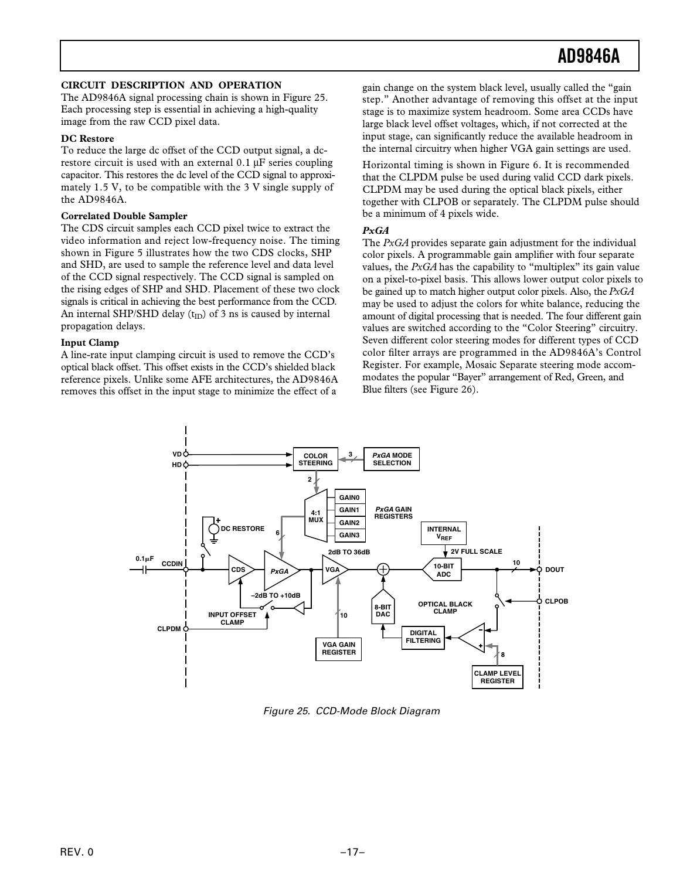## CIRCUIT DESCRIPTION AND OPERATION

The AD9846A signal processing chain is shown in Figure 25. Each processing step is essential in achieving a high-quality image from the raw CCD pixel data.

### DC Restore

To reduce the large dc offset of the CCD output signal, a dc-restore circuit is used with an external 0.1 µF series coupling capacitor. This restores the dc level of the CCD signal to approximately 1.5 V, to be compatible with the 3 V single supply of the AD9846A.

### Correlated Double Sampler

The CDS circuit samples each CCD pixel twice to extract the video information and reject low-frequency noise. The timing shown in Figure 5 illustrates how the two CDS clocks, SHP and SHD, are used to sample the reference level and data level of the CCD signal respectively. The CCD signal is sampled on the rising edges of SHP and SHD. Placement of these two clock signals is critical in achieving the best performance from the CCD. An internal SHP/SHD delay ($t_{ID}$) of 3 ns is caused by internal propagation delays.

### Input Clamp

A line-rate input clamping circuit is used to remove the CCD's optical black offset. This offset exists in the CCD's shielded black reference pixels. Unlike some AFE architectures, the AD9846A removes this offset in the input stage to minimize the effect of a gain change on the system black level, usually called the "gain step." Another advantage of removing this offset at the input stage is to maximize system headroom. Some area CCDs have large black level offset voltages, which, if not corrected at the input stage, can significantly reduce the available headroom in the internal circuitry when higher VGA gain settings are used.

Horizontal timing is shown in Figure 6. It is recommended that the CLPDM pulse be used during valid CCD dark pixels. CLPDM may be used during the optical black pixels, either together with CLPOB or separately. The CLPDM pulse should be a minimum of 4 pixels wide.

### *PxGA*

The *PxGA* provides separate gain adjustment for the individual color pixels. A programmable gain amplifier with four separate values, the *PxGA* has the capability to "multiplex" its gain value on a pixel-to-pixel basis. This allows lower output color pixels to be gained up to match higher output color pixels. Also, the *PxGA* may be used to adjust the colors for white balance, reducing the amount of digital processing that is needed. The four different gain values are switched according to the "Color Steering" circuitry. Seven different color steering modes for different types of CCD color filter arrays are programmed in the AD9846A's Control Register. For example, Mosaic Separate steering mode accommodates the popular "Bayer" arrangement of Red, Green, and Blue filters (see Figure 26).

VD
HD
COLOR STEERING
3
*PxGA* MODE SELECTION
2
4:1 MUX
GAIN0
GAIN1
GAIN2
GAIN3
*PxGA* GAIN REGISTERS
DC RESTORE
6
INTERNAL $V_{REF}$
2V FULL SCALE
0.1µF
CCDIN
CDS
*PxGA*
VGA
2dB TO 36dB
10-BIT ADC
10
DOUT
–2dB TO +10dB
8-BIT DAC
OPTICAL BLACK CLAMP
CLPOB
INPUT OFFSET CLAMP
10
CLPDM
DIGITAL FILTERING
VGA GAIN REGISTER
8
CLAMP LEVEL REGISTER

Figure 25. CCD-Mode Block Diagram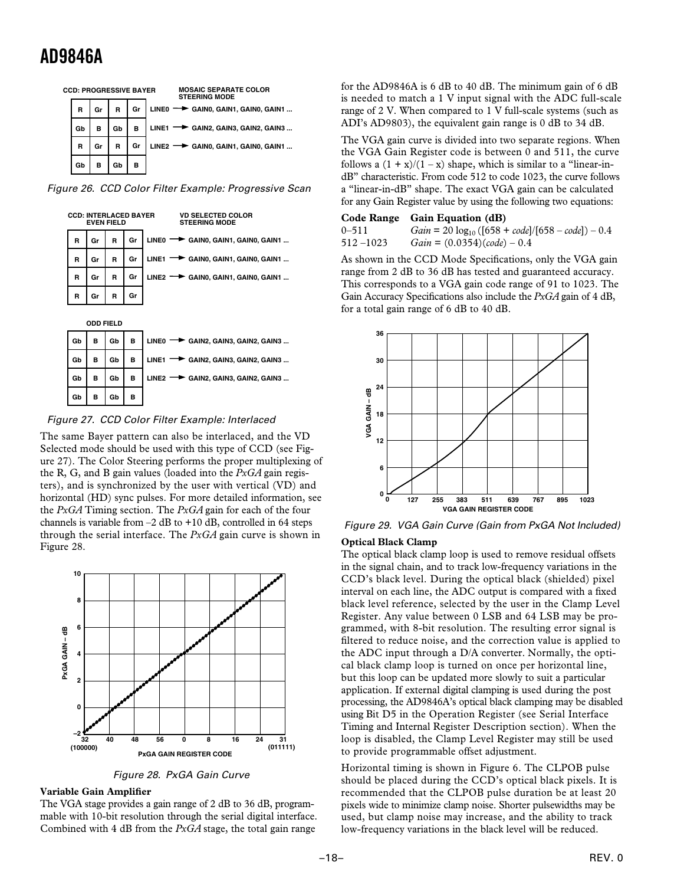CCD: PROGRESSIVE BAYER

MOSAIC SEPARATE COLOR STEERING MODE

| | | | | |
|---|---|---|---|---|
| R | Gr | R | Gr | LINE0 → GAIN0, GAIN1, GAIN0, GAIN1 ... |
| Gb | B | Gb | B | LINE1 → GAIN2, GAIN3, GAIN2, GAIN3 ... |
| R | Gr | R | Gr | LINE2 → GAIN0, GAIN1, GAIN0, GAIN1 ... |
| Gb | B | Gb | B | |

*Figure 26. CCD Color Filter Example: Progressive Scan*

CCD: INTERLACED BAYER EVEN FIELD

VD SELECTED COLOR STEERING MODE

| | | | | |
|---|---|---|---|---|
| R | Gr | R | Gr | LINE0 → GAIN0, GAIN1, GAIN0, GAIN1 ... |
| R | Gr | R | Gr | LINE1 → GAIN0, GAIN1, GAIN0, GAIN1 ... |
| R | Gr | R | Gr | LINE2 → GAIN0, GAIN1, GAIN0, GAIN1 ... |
| R | Gr | R | Gr | |

ODD FIELD

| | | | | |
|---|---|---|---|---|
| Gb | B | Gb | B | LINE0 → GAIN2, GAIN3, GAIN2, GAIN3 ... |
| Gb | B | Gb | B | LINE1 → GAIN2, GAIN3, GAIN2, GAIN3 ... |
| Gb | B | Gb | B | LINE2 → GAIN2, GAIN3, GAIN2, GAIN3 ... |
| Gb | B | Gb | B | |

*Figure 27. CCD Color Filter Example: Interlaced*

The same Bayer pattern can also be interlaced, and the VD Selected mode should be used with this type of CCD (see Figure 27). The Color Steering performs the proper multiplexing of the R, G, and B gain values (loaded into the *PxGA* gain registers), and is synchronized by the user with vertical (VD) and horizontal (HD) sync pulses. For more detailed information, see the *PxGA* Timing section. The *PxGA* gain for each of the four channels is variable from –2 dB to +10 dB, controlled in 64 steps through the serial interface. The *PxGA* gain curve is shown in Figure 28.

PxGA GAIN – dB
10
8
6
4
2
0
–2
32 (100000)
40
48
56
0
8
16
24
31 (011111)
PxGA GAIN REGISTER CODE

*Figure 28. PxGA Gain Curve*

**Variable Gain Amplifier**

The VGA stage provides a gain range of 2 dB to 36 dB, programmable with 10-bit resolution through the serial digital interface. Combined with 4 dB from the *PxGA* stage, the total gain range for the AD9846A is 6 dB to 40 dB. The minimum gain of 6 dB is needed to match a 1 V input signal with the ADC full-scale range of 2 V. When compared to 1 V full-scale systems (such as ADI's AD9803), the equivalent gain range is 0 dB to 34 dB.

The VGA gain curve is divided into two separate regions. When the VGA Gain Register code is between 0 and 511, the curve follows a $(1 + x)/(1 – x)$ shape, which is similar to a "linear-in-dB" characteristic. From code 512 to code 1023, the curve follows a "linear-in-dB" shape. The exact VGA gain can be calculated for any Gain Register value by using the following two equations:

| Code Range | Gain Equation (dB) |
|---|---|
| 0–511 | $Gain = 20 \log_{10}([658 + code]/[658 - code]) - 0.4$ |
| 512 –1023 | $Gain = (0.0354)(code) - 0.4$ |

As shown in the CCD Mode Specifications, only the VGA gain range from 2 dB to 36 dB has tested and guaranteed accuracy. This corresponds to a VGA gain code range of 91 to 1023. The Gain Accuracy Specifications also include the *PxGA* gain of 4 dB, for a total gain range of 6 dB to 40 dB.

VGA GAIN – dB
36
30
24
18
12
6
0
0
127
255
383
511
639
767
895
1023
VGA GAIN REGISTER CODE

*Figure 29. VGA Gain Curve (Gain from PxGA Not Included)*

**Optical Black Clamp**

The optical black clamp loop is used to remove residual offsets in the signal chain, and to track low-frequency variations in the CCD's black level. During the optical black (shielded) pixel interval on each line, the ADC output is compared with a fixed black level reference, selected by the user in the Clamp Level Register. Any value between 0 LSB and 64 LSB may be programmed, with 8-bit resolution. The resulting error signal is filtered to reduce noise, and the correction value is applied to the ADC input through a D/A converter. Normally, the optical black clamp loop is turned on once per horizontal line, but this loop can be updated more slowly to suit a particular application. If external digital clamping is used during the post processing, the AD9846A's optical black clamping may be disabled using Bit D5 in the Operation Register (see Serial Interface Timing and Internal Register Description section). When the loop is disabled, the Clamp Level Register may still be used to provide programmable offset adjustment.

Horizontal timing is shown in Figure 6. The CLPOB pulse should be placed during the CCD's optical black pixels. It is recommended that the CLPOB pulse duration be at least 20 pixels wide to minimize clamp noise. Shorter pulsewidths may be used, but clamp noise may increase, and the ability to track low-frequency variations in the black level will be reduced.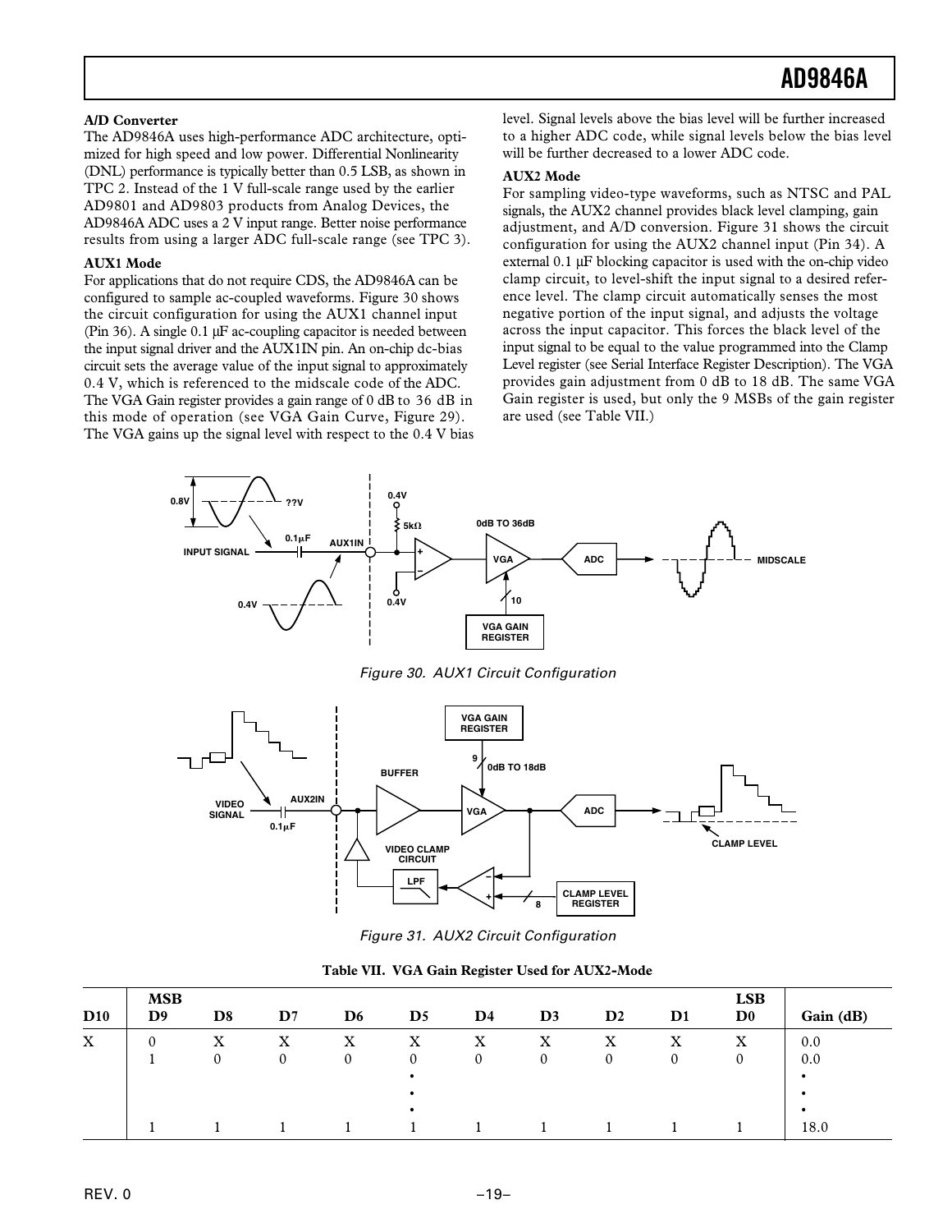### A/D Converter

The AD9846A uses high-performance ADC architecture, optimized for high speed and low power. Differential Nonlinearity (DNL) performance is typically better than 0.5 LSB, as shown in TPC 2. Instead of the 1 V full-scale range used by the earlier AD9801 and AD9803 products from Analog Devices, the AD9846A ADC uses a 2 V input range. Better noise performance results from using a larger ADC full-scale range (see TPC 3).

### AUX1 Mode

For applications that do not require CDS, the AD9846A can be configured to sample ac-coupled waveforms. Figure 30 shows the circuit configuration for using the AUX1 channel input (Pin 36). A single 0.1 μF ac-coupling capacitor is needed between the input signal driver and the AUX1IN pin. An on-chip dc-bias circuit sets the average value of the input signal to approximately 0.4 V, which is referenced to the midscale code of the ADC. The VGA Gain register provides a gain range of 0 dB to 36 dB in this mode of operation (see VGA Gain Curve, Figure 29). The VGA gains up the signal level with respect to the 0.4 V bias level. Signal levels above the bias level will be further increased to a higher ADC code, while signal levels below the bias level will be further decreased to a lower ADC code.

### AUX2 Mode

For sampling video-type waveforms, such as NTSC and PAL signals, the AUX2 channel provides black level clamping, gain adjustment, and A/D conversion. Figure 31 shows the circuit configuration for using the AUX2 channel input (Pin 34). A external 0.1 μF blocking capacitor is used with the on-chip video clamp circuit, to level-shift the input signal to a desired reference level. The clamp circuit automatically senses the most negative portion of the input signal, and adjusts the voltage across the input capacitor. This forces the black level of the input signal to be equal to the value programmed into the Clamp Level register (see Serial Interface Register Description). The VGA provides gain adjustment from 0 dB to 18 dB. The same VGA Gain register is used, but only the 9 MSBs of the gain register are used (see Table VII.)

0.8V
??V
INPUT SIGNAL
0.1μF
AUX1IN
0.4V
0.4V
5kΩ
0.4V
0dB TO 36dB
VGA
ADC
10
VGA GAIN REGISTER
MIDSCALE

Figure 30. AUX1 Circuit Configuration

VIDEO SIGNAL
AUX2IN
0.1μF
BUFFER
VGA GAIN REGISTER
9
0dB TO 18dB
VGA
ADC
VIDEO CLAMP CIRCUIT
LPF
8
CLAMP LEVEL REGISTER
CLAMP LEVEL

Figure 31. AUX2 Circuit Configuration

**Table VII. VGA Gain Register Used for AUX2-Mode**

| D10 | MSB D9 | D8 | D7 | D6 | D5 | D4 | D3 | D2 | D1 | LSB D0 | Gain (dB) |
|---|---|---|---|---|---|---|---|---|---|---|---|
| X | 0 | X | X | X | X | X | X | X | X | X | 0.0 |
| | 1 | 0 | 0 | 0 | 0 | 0 | 0 | 0 | 0 | 0 | 0.0 |
| | | | | | • | | | | | | • |
| | | | | | • | | | | | | • |
| | | | | | • | | | | | | • |
| | 1 | 1 | 1 | 1 | 1 | 1 | 1 | 1 | 1 | 1 | 18.0 |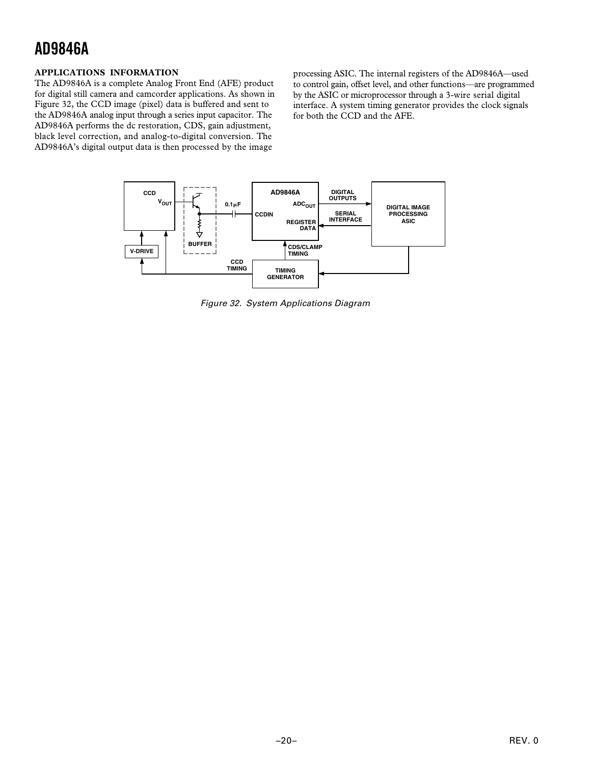## APPLICATIONS INFORMATION

The AD9846A is a complete Analog Front End (AFE) product for digital still camera and camcorder applications. As shown in Figure 32, the CCD image (pixel) data is buffered and sent to the AD9846A analog input through a series input capacitor. The AD9846A performs the dc restoration, CDS, gain adjustment, black level correction, and analog-to-digital conversion. The AD9846A's digital output data is then processed by the image processing ASIC. The internal registers of the AD9846A—used to control gain, offset level, and other functions—are programmed by the ASIC or microprocessor through a 3-wire serial digital interface. A system timing generator provides the clock signals for both the CCD and the AFE.

CCD
$V_{OUT}$
BUFFER
0.1µF
V-DRIVE
CCD TIMING
AD9846A
CCDIN
$ADC_{OUT}$
REGISTER DATA
CDS/CLAMP TIMING
TIMING GENERATOR
DIGITAL OUTPUTS
SERIAL INTERFACE
DIGITAL IMAGE PROCESSING ASIC

*Figure 32. System Applications Diagram*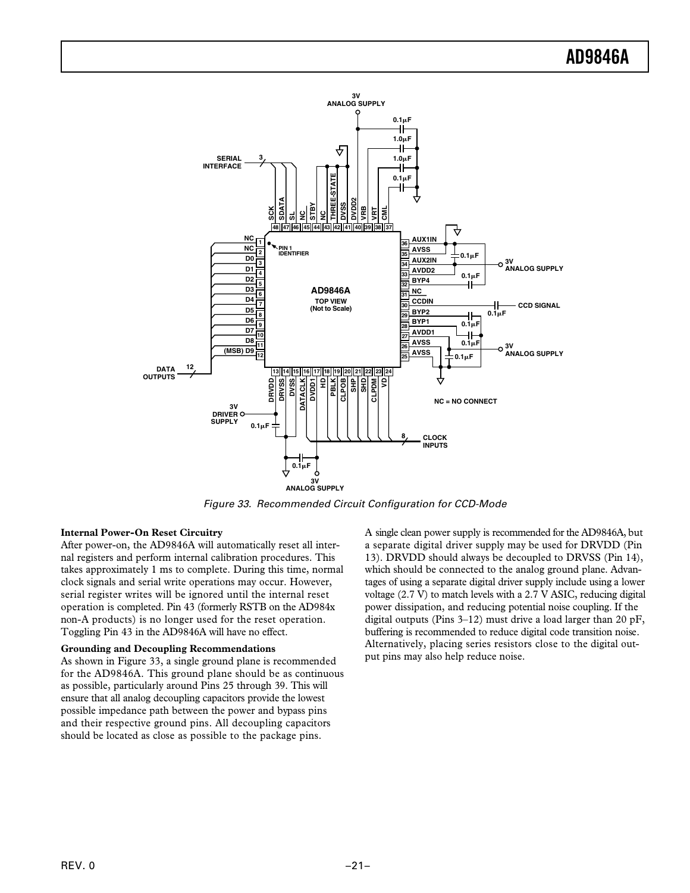Figure 33. Recommended Circuit Configuration for CCD-Mode

**Internal Power-On Reset Circuitry**

After power-on, the AD9846A will automatically reset all internal registers and perform internal calibration procedures. This takes approximately 1 ms to complete. During this time, normal clock signals and serial write operations may occur. However, serial register writes will be ignored until the internal reset operation is completed. Pin 43 (formerly RSTB on the AD984x non-A products) is no longer used for the reset operation. Toggling Pin 43 in the AD9846A will have no effect.

**Grounding and Decoupling Recommendations**

As shown in Figure 33, a single ground plane is recommended for the AD9846A. This ground plane should be as continuous as possible, particularly around Pins 25 through 39. This will ensure that all analog decoupling capacitors provide the lowest possible impedance path between the power and bypass pins and their respective ground pins. All decoupling capacitors should be located as close as possible to the package pins.

A single clean power supply is recommended for the AD9846A, but a separate digital driver supply may be used for DRVDD (Pin 13). DRVDD should always be decoupled to DRVSS (Pin 14), which should be connected to the analog ground plane. Advantages of using a separate digital driver supply include using a lower voltage (2.7 V) to match levels with a 2.7 V ASIC, reducing digital power dissipation, and reducing potential noise coupling. If the digital outputs (Pins 3–12) must drive a load larger than 20 pF, buffering is recommended to reduce digital code transition noise. Alternatively, placing series resistors close to the digital output pins may also help reduce noise.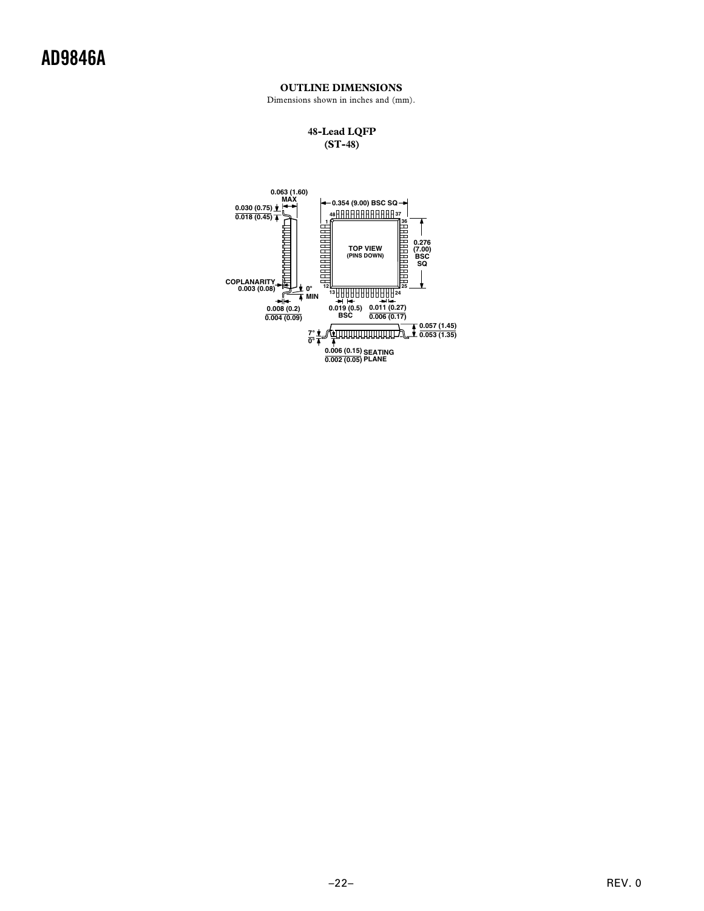## OUTLINE DIMENSIONS

Dimensions shown in inches and (mm).

### 48-Lead LQFP (ST-48)

0.063 (1.60) MAX

0.030 (0.75)
0.018 (0.45)

0.354 (9.00) BSC SQ

48
37
1
36

TOP VIEW (PINS DOWN)

0.276 (7.00) BSC SQ

COPLANARITY 0.003 (0.08)

0° MIN

12
25
13
24

0.008 (0.2)
0.004 (0.09)

0.019 (0.5) BSC

0.011 (0.27)
0.006 (0.17)

7°
0°

0.057 (1.45)
0.053 (1.35)

0.006 (0.15)
0.002 (0.05)

SEATING PLANE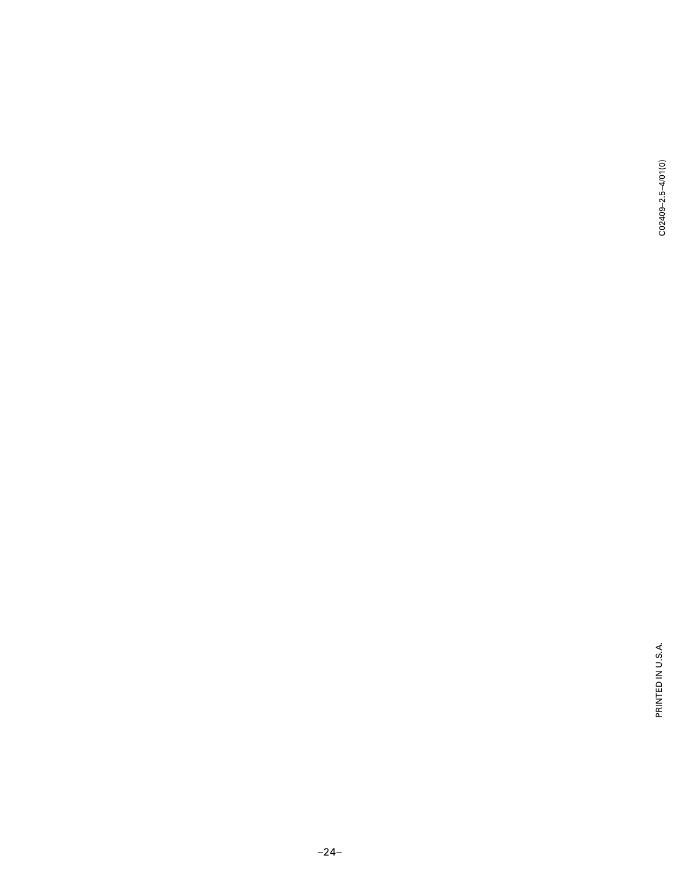C02409–2.5–4/01(0)

PRINTED IN U.S.A.